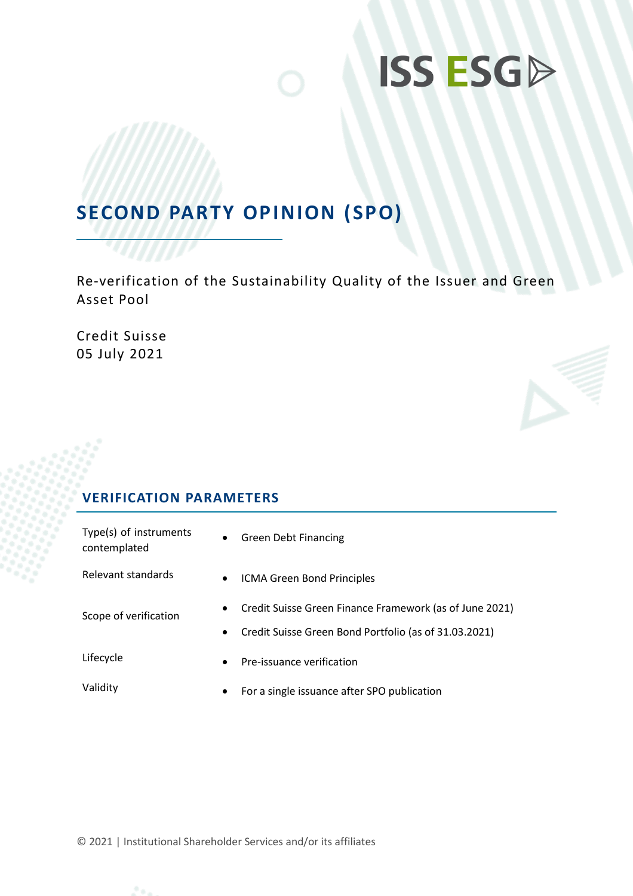ISS ESG

# SECOND PARTY OPINION (SPO)

Re-verification of the Sustainability Quality of the Issuer and Green Asset Pool

Credit Suisse
05 July 2021

## VERIFICATION PARAMETERS

| | |
|---|---|
| Type(s) of instruments contemplated | • Green Debt Financing |
| Relevant standards | • ICMA Green Bond Principles |
| Scope of verification | • Credit Suisse Green Finance Framework (as of June 2021)<br>• Credit Suisse Green Bond Portfolio (as of 31.03.2021) |
| Lifecycle | • Pre-issuance verification |
| Validity | • For a single issuance after SPO publication |

© 2021 | Institutional Shareholder Services and/or its affiliates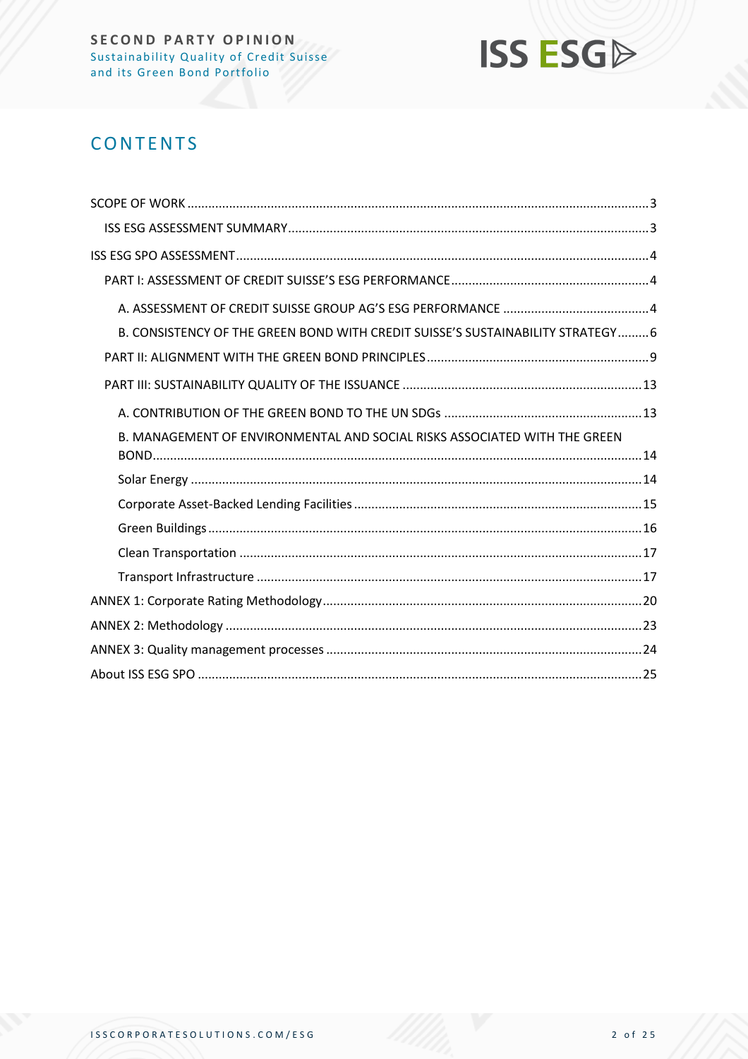# CONTENTS

SCOPE OF WORK ..... 3

- ISS ESG ASSESSMENT SUMMARY ..... 3

ISS ESG SPO ASSESSMENT ..... 4

- PART I: ASSESSMENT OF CREDIT SUISSE'S ESG PERFORMANCE ..... 4
  - A. ASSESSMENT OF CREDIT SUISSE GROUP AG'S ESG PERFORMANCE ..... 4
  - B. CONSISTENCY OF THE GREEN BOND WITH CREDIT SUISSE'S SUSTAINABILITY STRATEGY ..... 6
- PART II: ALIGNMENT WITH THE GREEN BOND PRINCIPLES ..... 9
- PART III: SUSTAINABILITY QUALITY OF THE ISSUANCE ..... 13
  - A. CONTRIBUTION OF THE GREEN BOND TO THE UN SDGs ..... 13
  - B. MANAGEMENT OF ENVIRONMENTAL AND SOCIAL RISKS ASSOCIATED WITH THE GREEN BOND ..... 14
  - Solar Energy ..... 14
  - Corporate Asset-Backed Lending Facilities ..... 15
  - Green Buildings ..... 16
  - Clean Transportation ..... 17
  - Transport Infrastructure ..... 17

ANNEX 1: Corporate Rating Methodology ..... 20

ANNEX 2: Methodology ..... 23

ANNEX 3: Quality management processes ..... 24

About ISS ESG SPO ..... 25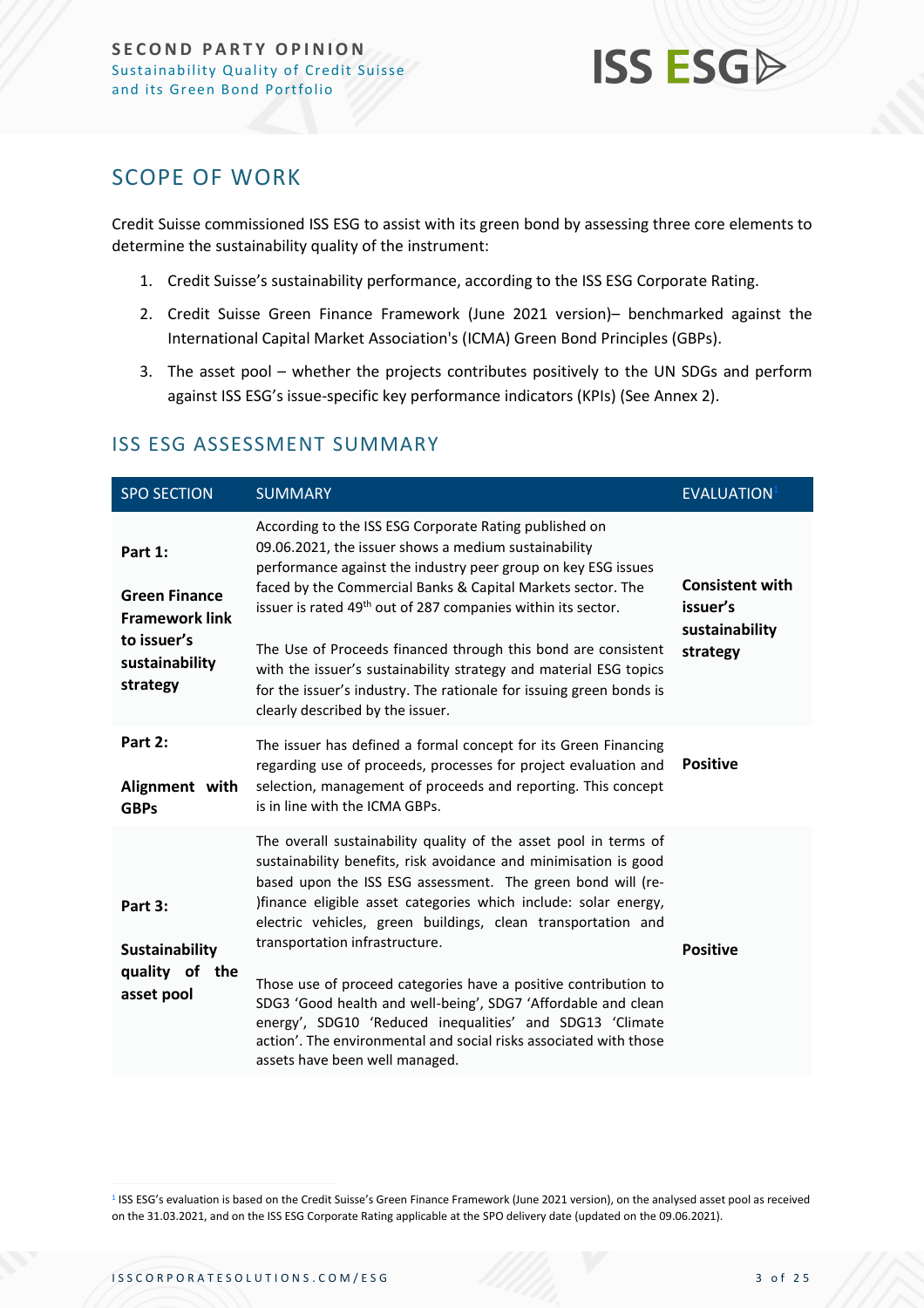## SCOPE OF WORK

Credit Suisse commissioned ISS ESG to assist with its green bond by assessing three core elements to determine the sustainability quality of the instrument:

1. Credit Suisse's sustainability performance, according to the ISS ESG Corporate Rating.
2. Credit Suisse Green Finance Framework (June 2021 version)– benchmarked against the International Capital Market Association's (ICMA) Green Bond Principles (GBPs).
3. The asset pool – whether the projects contributes positively to the UN SDGs and perform against ISS ESG's issue-specific key performance indicators (KPIs) (See Annex 2).

## ISS ESG ASSESSMENT SUMMARY

| SPO SECTION | SUMMARY | EVALUATION[1] |
|---|---|---|
| **Part 1:** **Green Finance Framework link to issuer's sustainability strategy** | According to the ISS ESG Corporate Rating published on 09.06.2021, the issuer shows a medium sustainability performance against the industry peer group on key ESG issues faced by the Commercial Banks & Capital Markets sector. The issuer is rated 49th out of 287 companies within its sector. The Use of Proceeds financed through this bond are consistent with the issuer's sustainability strategy and material ESG topics for the issuer's industry. The rationale for issuing green bonds is clearly described by the issuer. | **Consistent with issuer's sustainability strategy** |
| **Part 2:** **Alignment with GBPs** | The issuer has defined a formal concept for its Green Financing regarding use of proceeds, processes for project evaluation and selection, management of proceeds and reporting. This concept is in line with the ICMA GBPs. | **Positive** |
| **Part 3:** **Sustainability quality of the asset pool** | The overall sustainability quality of the asset pool in terms of sustainability benefits, risk avoidance and minimisation is good based upon the ISS ESG assessment. The green bond will (re-)finance eligible asset categories which include: solar energy, electric vehicles, green buildings, clean transportation and transportation infrastructure. Those use of proceed categories have a positive contribution to SDG3 'Good health and well-being', SDG7 'Affordable and clean energy', SDG10 'Reduced inequalities' and SDG13 'Climate action'. The environmental and social risks associated with those assets have been well managed. | **Positive** |

[1] ISS ESG's evaluation is based on the Credit Suisse's Green Finance Framework (June 2021 version), on the analysed asset pool as received on the 31.03.2021, and on the ISS ESG Corporate Rating applicable at the SPO delivery date (updated on the 09.06.2021).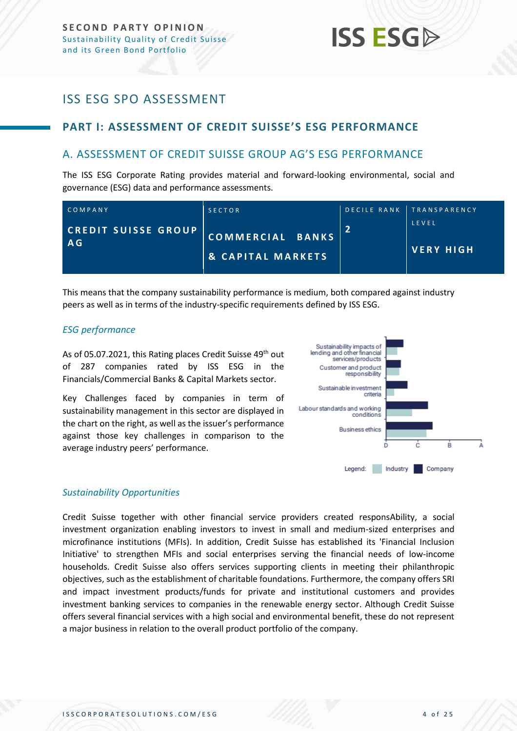# ISS ESG SPO ASSESSMENT

## PART I: ASSESSMENT OF CREDIT SUISSE'S ESG PERFORMANCE

### A. ASSESSMENT OF CREDIT SUISSE GROUP AG'S ESG PERFORMANCE

The ISS ESG Corporate Rating provides material and forward-looking environmental, social and governance (ESG) data and performance assessments.

| COMPANY | SECTOR | DECILE RANK | TRANSPARENCY LEVEL |
|---|---|---|---|
| **CREDIT SUISSE GROUP AG** | **COMMERCIAL BANKS & CAPITAL MARKETS** | **2** | **VERY HIGH** |

This means that the company sustainability performance is medium, both compared against industry peers as well as in terms of the industry-specific requirements defined by ISS ESG.

*ESG performance*

As of 05.07.2021, this Rating places Credit Suisse 49th out of 287 companies rated by ISS ESG in the Financials/Commercial Banks & Capital Markets sector.

Key Challenges faced by companies in term of sustainability management in this sector are displayed in the chart on the right, as well as the issuer's performance against those key challenges in comparison to the average industry peers' performance.

Sustainability impacts of lending and other financial services/products

Customer and product responsibility

Sustainable investment criteria

Labour standards and working conditions

Business ethics

D C B A

Legend: Industry Company

*Sustainability Opportunities*

Credit Suisse together with other financial service providers created responsAbility, a social investment organization enabling investors to invest in small and medium-sized enterprises and microfinance institutions (MFIs). In addition, Credit Suisse has established its 'Financial Inclusion Initiative' to strengthen MFIs and social enterprises serving the financial needs of low-income households. Credit Suisse also offers services supporting clients in meeting their philanthropic objectives, such as the establishment of charitable foundations. Furthermore, the company offers SRI and impact investment products/funds for private and institutional customers and provides investment banking services to companies in the renewable energy sector. Although Credit Suisse offers several financial services with a high social and environmental benefit, these do not represent a major business in relation to the overall product portfolio of the company.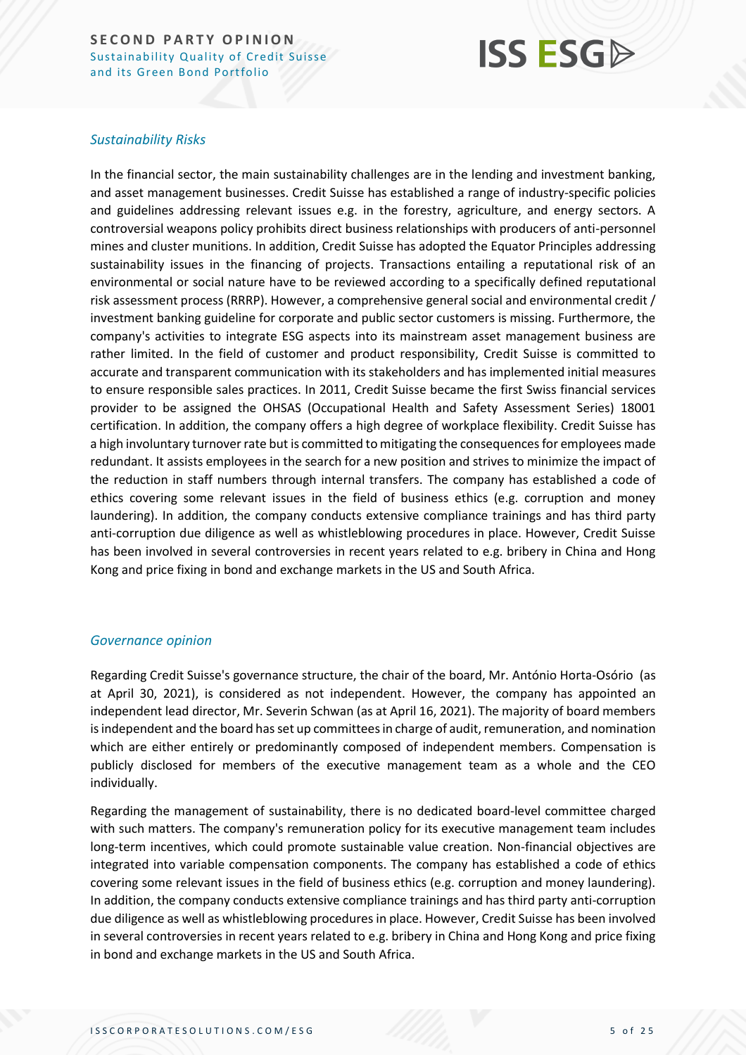### *Sustainability Risks*

In the financial sector, the main sustainability challenges are in the lending and investment banking, and asset management businesses. Credit Suisse has established a range of industry-specific policies and guidelines addressing relevant issues e.g. in the forestry, agriculture, and energy sectors. A controversial weapons policy prohibits direct business relationships with producers of anti-personnel mines and cluster munitions. In addition, Credit Suisse has adopted the Equator Principles addressing sustainability issues in the financing of projects. Transactions entailing a reputational risk of an environmental or social nature have to be reviewed according to a specifically defined reputational risk assessment process (RRRP). However, a comprehensive general social and environmental credit / investment banking guideline for corporate and public sector customers is missing. Furthermore, the company's activities to integrate ESG aspects into its mainstream asset management business are rather limited. In the field of customer and product responsibility, Credit Suisse is committed to accurate and transparent communication with its stakeholders and has implemented initial measures to ensure responsible sales practices. In 2011, Credit Suisse became the first Swiss financial services provider to be assigned the OHSAS (Occupational Health and Safety Assessment Series) 18001 certification. In addition, the company offers a high degree of workplace flexibility. Credit Suisse has a high involuntary turnover rate but is committed to mitigating the consequences for employees made redundant. It assists employees in the search for a new position and strives to minimize the impact of the reduction in staff numbers through internal transfers. The company has established a code of ethics covering some relevant issues in the field of business ethics (e.g. corruption and money laundering). In addition, the company conducts extensive compliance trainings and has third party anti-corruption due diligence as well as whistleblowing procedures in place. However, Credit Suisse has been involved in several controversies in recent years related to e.g. bribery in China and Hong Kong and price fixing in bond and exchange markets in the US and South Africa.

### *Governance opinion*

Regarding Credit Suisse's governance structure, the chair of the board, Mr. António Horta-Osório (as at April 30, 2021), is considered as not independent. However, the company has appointed an independent lead director, Mr. Severin Schwan (as at April 16, 2021). The majority of board members is independent and the board has set up committees in charge of audit, remuneration, and nomination which are either entirely or predominantly composed of independent members. Compensation is publicly disclosed for members of the executive management team as a whole and the CEO individually.

Regarding the management of sustainability, there is no dedicated board-level committee charged with such matters. The company's remuneration policy for its executive management team includes long-term incentives, which could promote sustainable value creation. Non-financial objectives are integrated into variable compensation components. The company has established a code of ethics covering some relevant issues in the field of business ethics (e.g. corruption and money laundering). In addition, the company conducts extensive compliance trainings and has third party anti-corruption due diligence as well as whistleblowing procedures in place. However, Credit Suisse has been involved in several controversies in recent years related to e.g. bribery in China and Hong Kong and price fixing in bond and exchange markets in the US and South Africa.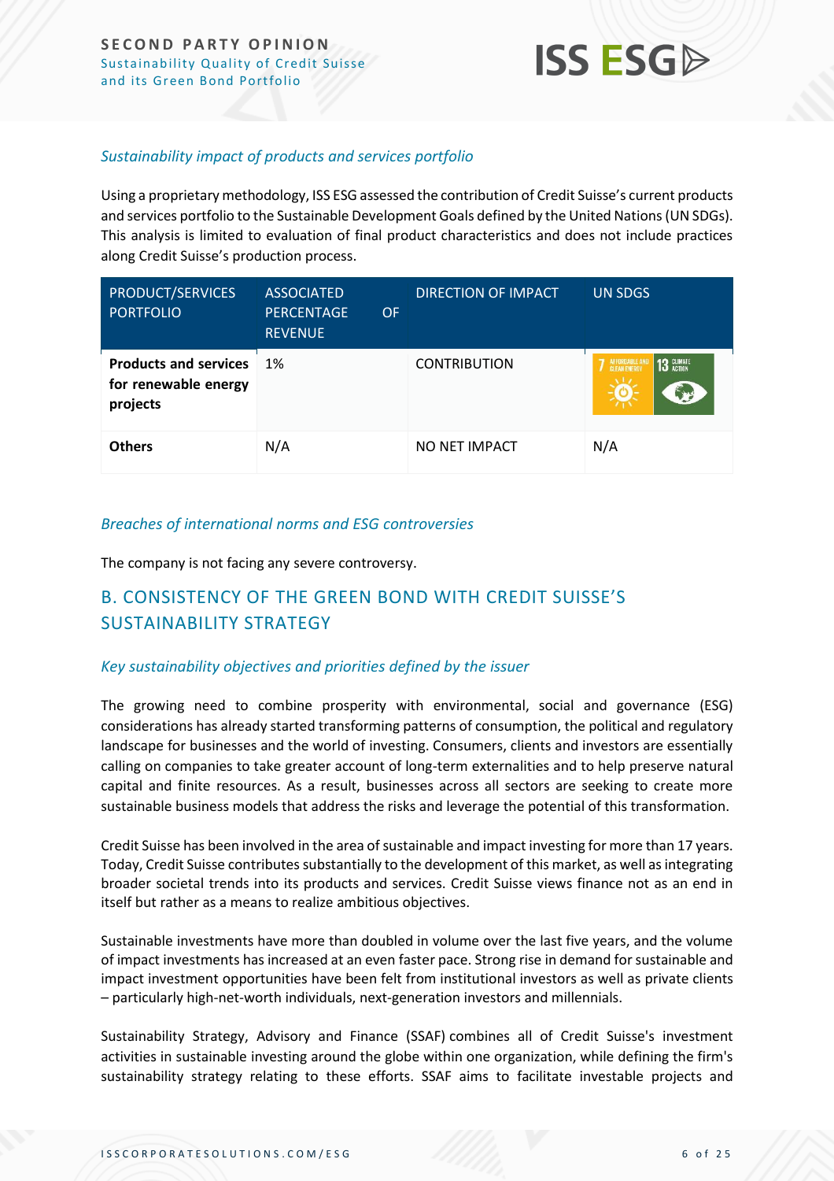*Sustainability impact of products and services portfolio*

Using a proprietary methodology, ISS ESG assessed the contribution of Credit Suisse's current products and services portfolio to the Sustainable Development Goals defined by the United Nations (UN SDGs). This analysis is limited to evaluation of final product characteristics and does not include practices along Credit Suisse's production process.

| PRODUCT/SERVICES PORTFOLIO | ASSOCIATED PERCENTAGE OF REVENUE | DIRECTION OF IMPACT | UN SDGS |
|---|---|---|---|
| **Products and services for renewable energy projects** | 1% | CONTRIBUTION | 7 AFFORDABLE AND CLEAN ENERGY, 13 CLIMATE ACTION |
| **Others** | N/A | NO NET IMPACT | N/A |

*Breaches of international norms and ESG controversies*

The company is not facing any severe controversy.

## B. CONSISTENCY OF THE GREEN BOND WITH CREDIT SUISSE'S SUSTAINABILITY STRATEGY

*Key sustainability objectives and priorities defined by the issuer*

The growing need to combine prosperity with environmental, social and governance (ESG) considerations has already started transforming patterns of consumption, the political and regulatory landscape for businesses and the world of investing. Consumers, clients and investors are essentially calling on companies to take greater account of long-term externalities and to help preserve natural capital and finite resources. As a result, businesses across all sectors are seeking to create more sustainable business models that address the risks and leverage the potential of this transformation.

Credit Suisse has been involved in the area of sustainable and impact investing for more than 17 years. Today, Credit Suisse contributes substantially to the development of this market, as well as integrating broader societal trends into its products and services. Credit Suisse views finance not as an end in itself but rather as a means to realize ambitious objectives.

Sustainable investments have more than doubled in volume over the last five years, and the volume of impact investments has increased at an even faster pace. Strong rise in demand for sustainable and impact investment opportunities have been felt from institutional investors as well as private clients – particularly high-net-worth individuals, next-generation investors and millennials.

Sustainability Strategy, Advisory and Finance (SSAF) combines all of Credit Suisse's investment activities in sustainable investing around the globe within one organization, while defining the firm's sustainability strategy relating to these efforts. SSAF aims to facilitate investable projects and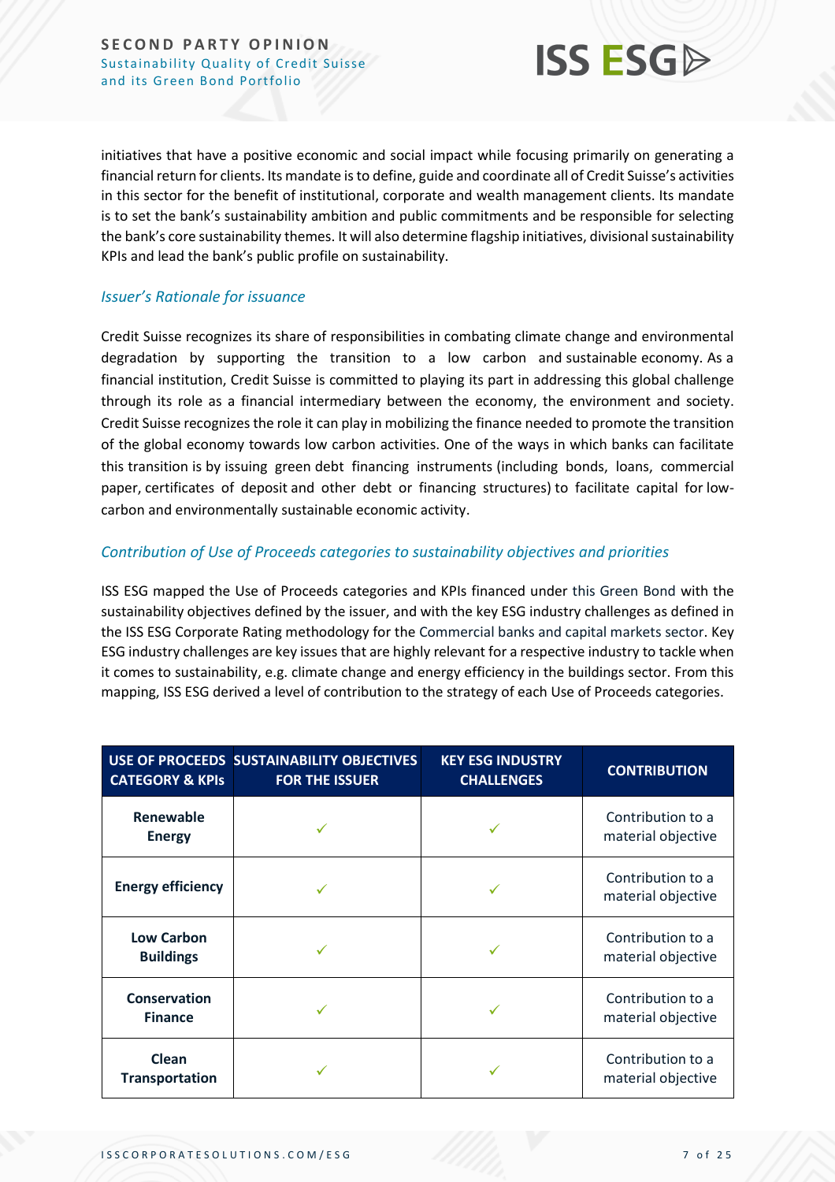initiatives that have a positive economic and social impact while focusing primarily on generating a financial return for clients. Its mandate is to define, guide and coordinate all of Credit Suisse's activities in this sector for the benefit of institutional, corporate and wealth management clients. Its mandate is to set the bank's sustainability ambition and public commitments and be responsible for selecting the bank's core sustainability themes. It will also determine flagship initiatives, divisional sustainability KPIs and lead the bank's public profile on sustainability.

### *Issuer's Rationale for issuance*

Credit Suisse recognizes its share of responsibilities in combating climate change and environmental degradation by supporting the transition to a low carbon and sustainable economy. As a financial institution, Credit Suisse is committed to playing its part in addressing this global challenge through its role as a financial intermediary between the economy, the environment and society. Credit Suisse recognizes the role it can play in mobilizing the finance needed to promote the transition of the global economy towards low carbon activities. One of the ways in which banks can facilitate this transition is by issuing green debt financing instruments (including bonds, loans, commercial paper, certificates of deposit and other debt or financing structures) to facilitate capital for low-carbon and environmentally sustainable economic activity.

### *Contribution of Use of Proceeds categories to sustainability objectives and priorities*

ISS ESG mapped the Use of Proceeds categories and KPIs financed under this Green Bond with the sustainability objectives defined by the issuer, and with the key ESG industry challenges as defined in the ISS ESG Corporate Rating methodology for the Commercial banks and capital markets sector. Key ESG industry challenges are key issues that are highly relevant for a respective industry to tackle when it comes to sustainability, e.g. climate change and energy efficiency in the buildings sector. From this mapping, ISS ESG derived a level of contribution to the strategy of each Use of Proceeds categories.

| USE OF PROCEEDS CATEGORY & KPIs | SUSTAINABILITY OBJECTIVES FOR THE ISSUER | KEY ESG INDUSTRY CHALLENGES | CONTRIBUTION |
|---|---|---|---|
| **Renewable Energy** | ✓ | ✓ | Contribution to a material objective |
| **Energy efficiency** | ✓ | ✓ | Contribution to a material objective |
| **Low Carbon Buildings** | ✓ | ✓ | Contribution to a material objective |
| **Conservation Finance** | ✓ | ✓ | Contribution to a material objective |
| **Clean Transportation** | ✓ | ✓ | Contribution to a material objective |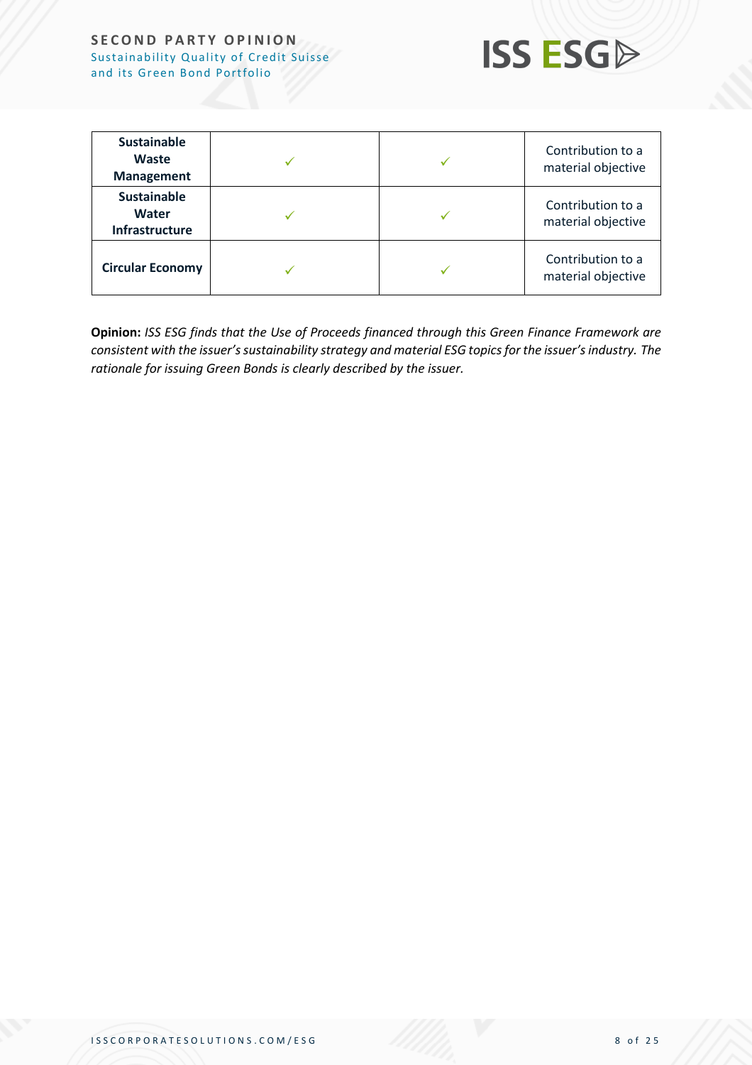| | | | |
|---|---|---|---|
| **Sustainable Waste Management** | ✓ | ✓ | Contribution to a material objective |
| **Sustainable Water Infrastructure** | ✓ | ✓ | Contribution to a material objective |
| **Circular Economy** | ✓ | ✓ | Contribution to a material objective |

**Opinion:** *ISS ESG finds that the Use of Proceeds financed through this Green Finance Framework are consistent with the issuer's sustainability strategy and material ESG topics for the issuer's industry. The rationale for issuing Green Bonds is clearly described by the issuer.*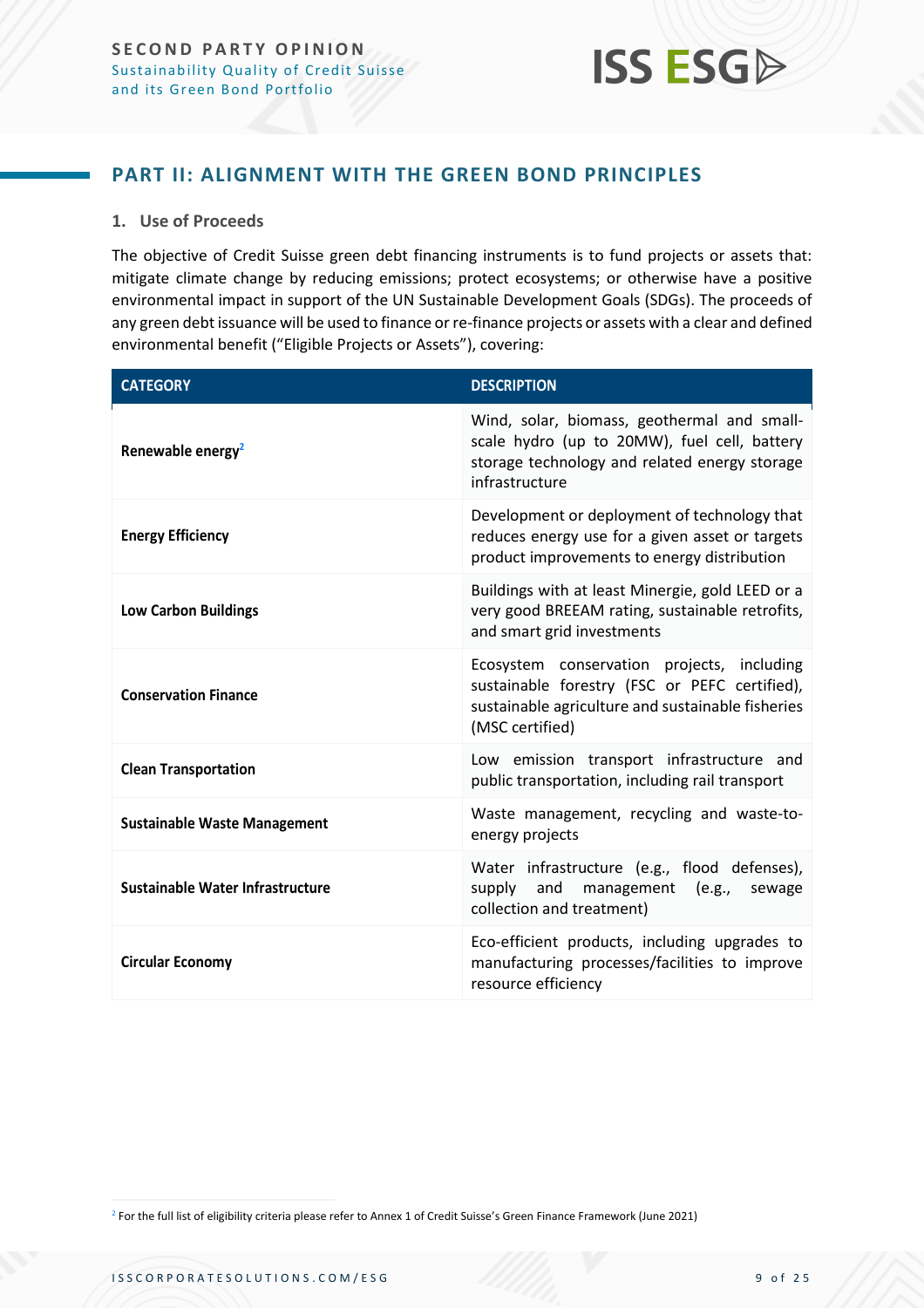## PART II: ALIGNMENT WITH THE GREEN BOND PRINCIPLES

### 1. Use of Proceeds

The objective of Credit Suisse green debt financing instruments is to fund projects or assets that: mitigate climate change by reducing emissions; protect ecosystems; or otherwise have a positive environmental impact in support of the UN Sustainable Development Goals (SDGs). The proceeds of any green debt issuance will be used to finance or re-finance projects or assets with a clear and defined environmental benefit ("Eligible Projects or Assets"), covering:

| CATEGORY | DESCRIPTION |
|---|---|
| **Renewable energy**[2] | Wind, solar, biomass, geothermal and small-scale hydro (up to 20MW), fuel cell, battery storage technology and related energy storage infrastructure |
| **Energy Efficiency** | Development or deployment of technology that reduces energy use for a given asset or targets product improvements to energy distribution |
| **Low Carbon Buildings** | Buildings with at least Minergie, gold LEED or a very good BREEAM rating, sustainable retrofits, and smart grid investments |
| **Conservation Finance** | Ecosystem conservation projects, including sustainable forestry (FSC or PEFC certified), sustainable agriculture and sustainable fisheries (MSC certified) |
| **Clean Transportation** | Low emission transport infrastructure and public transportation, including rail transport |
| **Sustainable Waste Management** | Waste management, recycling and waste-to-energy projects |
| **Sustainable Water Infrastructure** | Water infrastructure (e.g., flood defenses), supply and management (e.g., sewage collection and treatment) |
| **Circular Economy** | Eco-efficient products, including upgrades to manufacturing processes/facilities to improve resource efficiency |

[2] For the full list of eligibility criteria please refer to Annex 1 of Credit Suisse's Green Finance Framework (June 2021)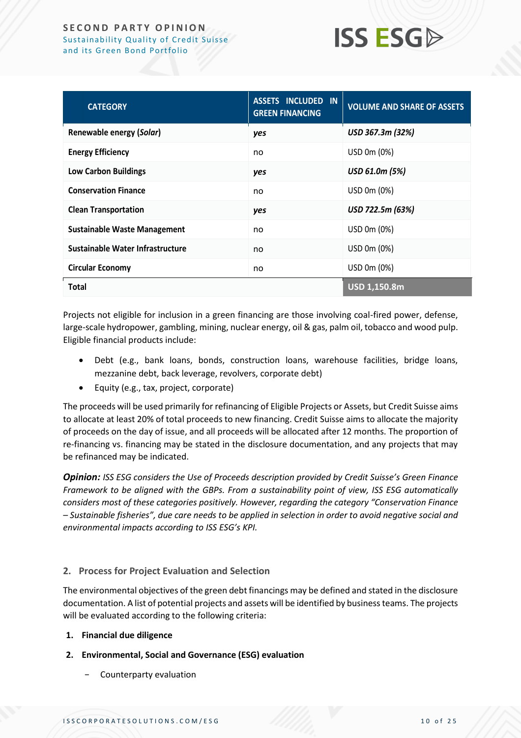| CATEGORY | ASSETS INCLUDED IN GREEN FINANCING | VOLUME AND SHARE OF ASSETS |
|---|---|---|
| **Renewable energy (*Solar*)** | ***yes*** | ***USD 367.3m (32%)*** |
| **Energy Efficiency** | no | USD 0m (0%) |
| **Low Carbon Buildings** | ***yes*** | ***USD 61.0m (5%)*** |
| **Conservation Finance** | no | USD 0m (0%) |
| **Clean Transportation** | ***yes*** | ***USD 722.5m (63%)*** |
| **Sustainable Waste Management** | no | USD 0m (0%) |
| **Sustainable Water Infrastructure** | no | USD 0m (0%) |
| **Circular Economy** | no | USD 0m (0%) |
| **Total** | | **USD 1,150.8m** |

Projects not eligible for inclusion in a green financing are those involving coal-fired power, defense, large-scale hydropower, gambling, mining, nuclear energy, oil & gas, palm oil, tobacco and wood pulp. Eligible financial products include:

- Debt (e.g., bank loans, bonds, construction loans, warehouse facilities, bridge loans, mezzanine debt, back leverage, revolvers, corporate debt)
- Equity (e.g., tax, project, corporate)

The proceeds will be used primarily for refinancing of Eligible Projects or Assets, but Credit Suisse aims to allocate at least 20% of total proceeds to new financing. Credit Suisse aims to allocate the majority of proceeds on the day of issue, and all proceeds will be allocated after 12 months. The proportion of re-financing vs. financing may be stated in the disclosure documentation, and any projects that may be refinanced may be indicated.

***Opinion:*** *ISS ESG considers the Use of Proceeds description provided by Credit Suisse's Green Finance Framework to be aligned with the GBPs. From a sustainability point of view, ISS ESG automatically considers most of these categories positively. However, regarding the category "Conservation Finance – Sustainable fisheries", due care needs to be applied in selection in order to avoid negative social and environmental impacts according to ISS ESG's KPI.*

## 2. Process for Project Evaluation and Selection

The environmental objectives of the green debt financings may be defined and stated in the disclosure documentation. A list of potential projects and assets will be identified by business teams. The projects will be evaluated according to the following criteria:

1. **Financial due diligence**
2. **Environmental, Social and Governance (ESG) evaluation**
   - Counterparty evaluation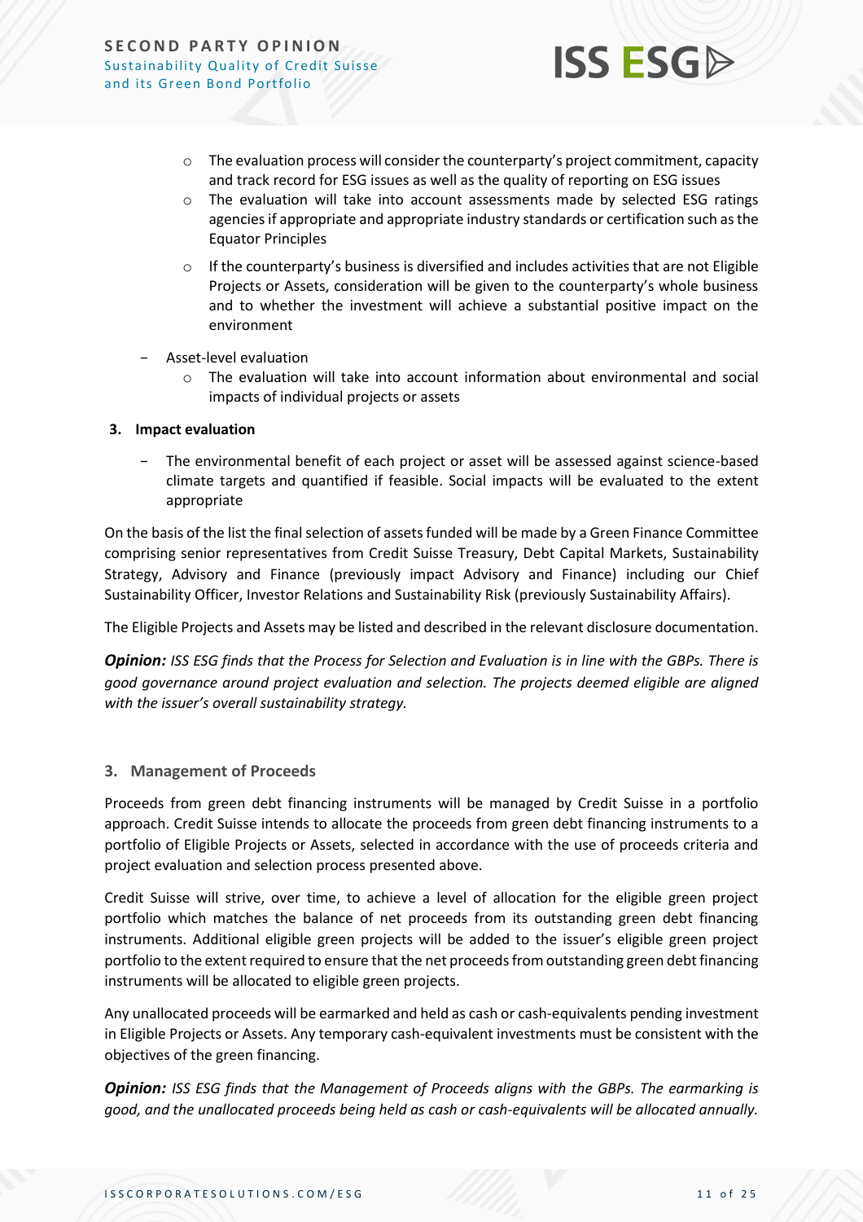- The evaluation process will consider the counterparty's project commitment, capacity and track record for ESG issues as well as the quality of reporting on ESG issues
  - The evaluation will take into account assessments made by selected ESG ratings agencies if appropriate and appropriate industry standards or certification such as the Equator Principles
  - If the counterparty's business is diversified and includes activities that are not Eligible Projects or Assets, consideration will be given to the counterparty's whole business and to whether the investment will achieve a substantial positive impact on the environment

- Asset-level evaluation
  - The evaluation will take into account information about environmental and social impacts of individual projects or assets

**3. Impact evaluation**

- The environmental benefit of each project or asset will be assessed against science-based climate targets and quantified if feasible. Social impacts will be evaluated to the extent appropriate

On the basis of the list the final selection of assets funded will be made by a Green Finance Committee comprising senior representatives from Credit Suisse Treasury, Debt Capital Markets, Sustainability Strategy, Advisory and Finance (previously impact Advisory and Finance) including our Chief Sustainability Officer, Investor Relations and Sustainability Risk (previously Sustainability Affairs).

The Eligible Projects and Assets may be listed and described in the relevant disclosure documentation.

***Opinion:*** *ISS ESG finds that the Process for Selection and Evaluation is in line with the GBPs. There is good governance around project evaluation and selection. The projects deemed eligible are aligned with the issuer's overall sustainability strategy.*

### 3. Management of Proceeds

Proceeds from green debt financing instruments will be managed by Credit Suisse in a portfolio approach. Credit Suisse intends to allocate the proceeds from green debt financing instruments to a portfolio of Eligible Projects or Assets, selected in accordance with the use of proceeds criteria and project evaluation and selection process presented above.

Credit Suisse will strive, over time, to achieve a level of allocation for the eligible green project portfolio which matches the balance of net proceeds from its outstanding green debt financing instruments. Additional eligible green projects will be added to the issuer's eligible green project portfolio to the extent required to ensure that the net proceeds from outstanding green debt financing instruments will be allocated to eligible green projects.

Any unallocated proceeds will be earmarked and held as cash or cash-equivalents pending investment in Eligible Projects or Assets. Any temporary cash-equivalent investments must be consistent with the objectives of the green financing.

***Opinion:*** *ISS ESG finds that the Management of Proceeds aligns with the GBPs. The earmarking is good, and the unallocated proceeds being held as cash or cash-equivalents will be allocated annually.*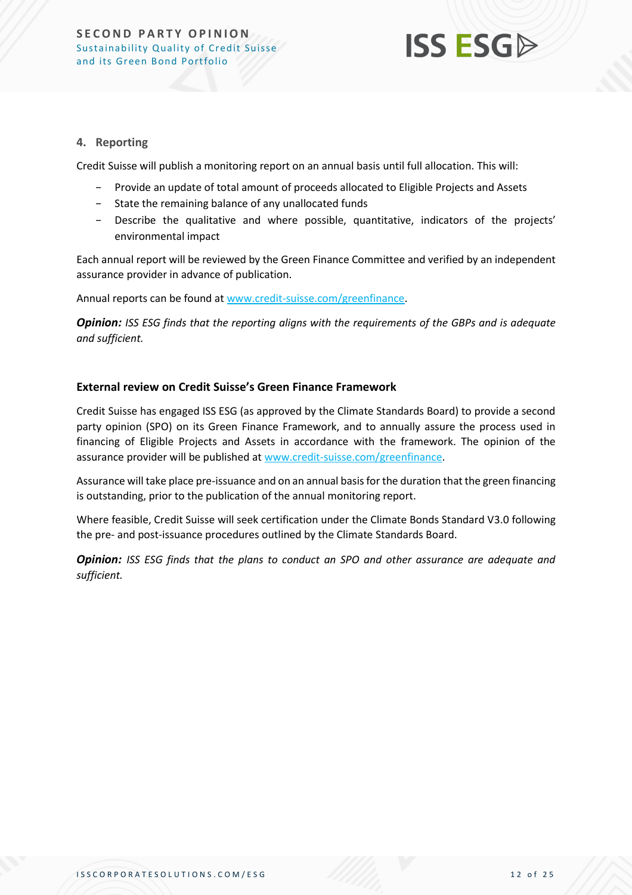#### 4. Reporting

Credit Suisse will publish a monitoring report on an annual basis until full allocation. This will:

- Provide an update of total amount of proceeds allocated to Eligible Projects and Assets
- State the remaining balance of any unallocated funds
- Describe the qualitative and where possible, quantitative, indicators of the projects' environmental impact

Each annual report will be reviewed by the Green Finance Committee and verified by an independent assurance provider in advance of publication.

Annual reports can be found at [www.credit-suisse.com/greenfinance](www.credit-suisse.com/greenfinance).

***Opinion:*** *ISS ESG finds that the reporting aligns with the requirements of the GBPs and is adequate and sufficient.*

#### External review on Credit Suisse's Green Finance Framework

Credit Suisse has engaged ISS ESG (as approved by the Climate Standards Board) to provide a second party opinion (SPO) on its Green Finance Framework, and to annually assure the process used in financing of Eligible Projects and Assets in accordance with the framework. The opinion of the assurance provider will be published at [www.credit-suisse.com/greenfinance](www.credit-suisse.com/greenfinance).

Assurance will take place pre-issuance and on an annual basis for the duration that the green financing is outstanding, prior to the publication of the annual monitoring report.

Where feasible, Credit Suisse will seek certification under the Climate Bonds Standard V3.0 following the pre- and post-issuance procedures outlined by the Climate Standards Board.

***Opinion:*** *ISS ESG finds that the plans to conduct an SPO and other assurance are adequate and sufficient.*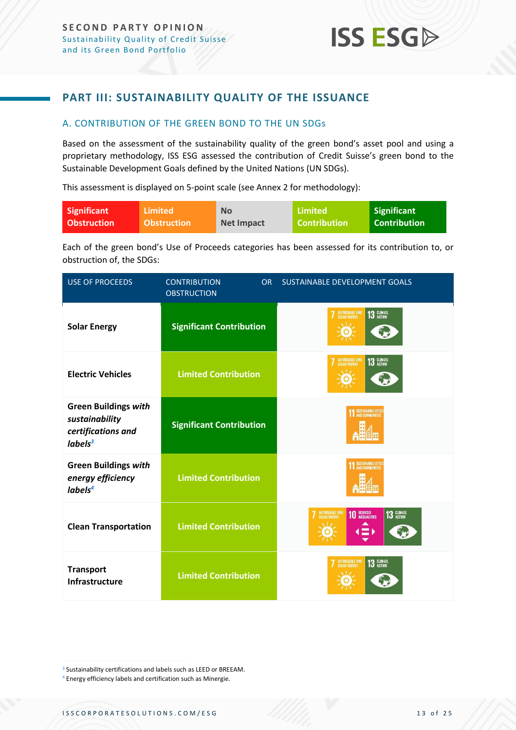## PART III: SUSTAINABILITY QUALITY OF THE ISSUANCE

### A. CONTRIBUTION OF THE GREEN BOND TO THE UN SDGs

Based on the assessment of the sustainability quality of the green bond's asset pool and using a proprietary methodology, ISS ESG assessed the contribution of Credit Suisse's green bond to the Sustainable Development Goals defined by the United Nations (UN SDGs).

This assessment is displayed on 5-point scale (see Annex 2 for methodology):

| Significant Obstruction | Limited Obstruction | No Net Impact | Limited Contribution | Significant Contribution |
|---|---|---|---|---|

Each of the green bond's Use of Proceeds categories has been assessed for its contribution to, or obstruction of, the SDGs:

| USE OF PROCEEDS | CONTRIBUTION OR OBSTRUCTION | SUSTAINABLE DEVELOPMENT GOALS |
|---|---|---|
| **Solar Energy** | **Significant Contribution** | 7 Affordable and Clean Energy; 13 Climate Action |
| **Electric Vehicles** | **Limited Contribution** | 7 Affordable and Clean Energy; 13 Climate Action |
| **Green Buildings *with sustainability certifications and labels*[3]** | **Significant Contribution** | 11 Sustainable Cities and Communities |
| **Green Buildings *with energy efficiency labels*[4]** | **Limited Contribution** | 11 Sustainable Cities and Communities |
| **Clean Transportation** | **Limited Contribution** | 7 Affordable and Clean Energy; 10 Reduced Inequalities; 13 Climate Action |
| **Transport Infrastructure** | **Limited Contribution** | 7 Affordable and Clean Energy; 13 Climate Action |

[3] Sustainability certifications and labels such as LEED or BREEAM.

[4] Energy efficiency labels and certification such as Minergie.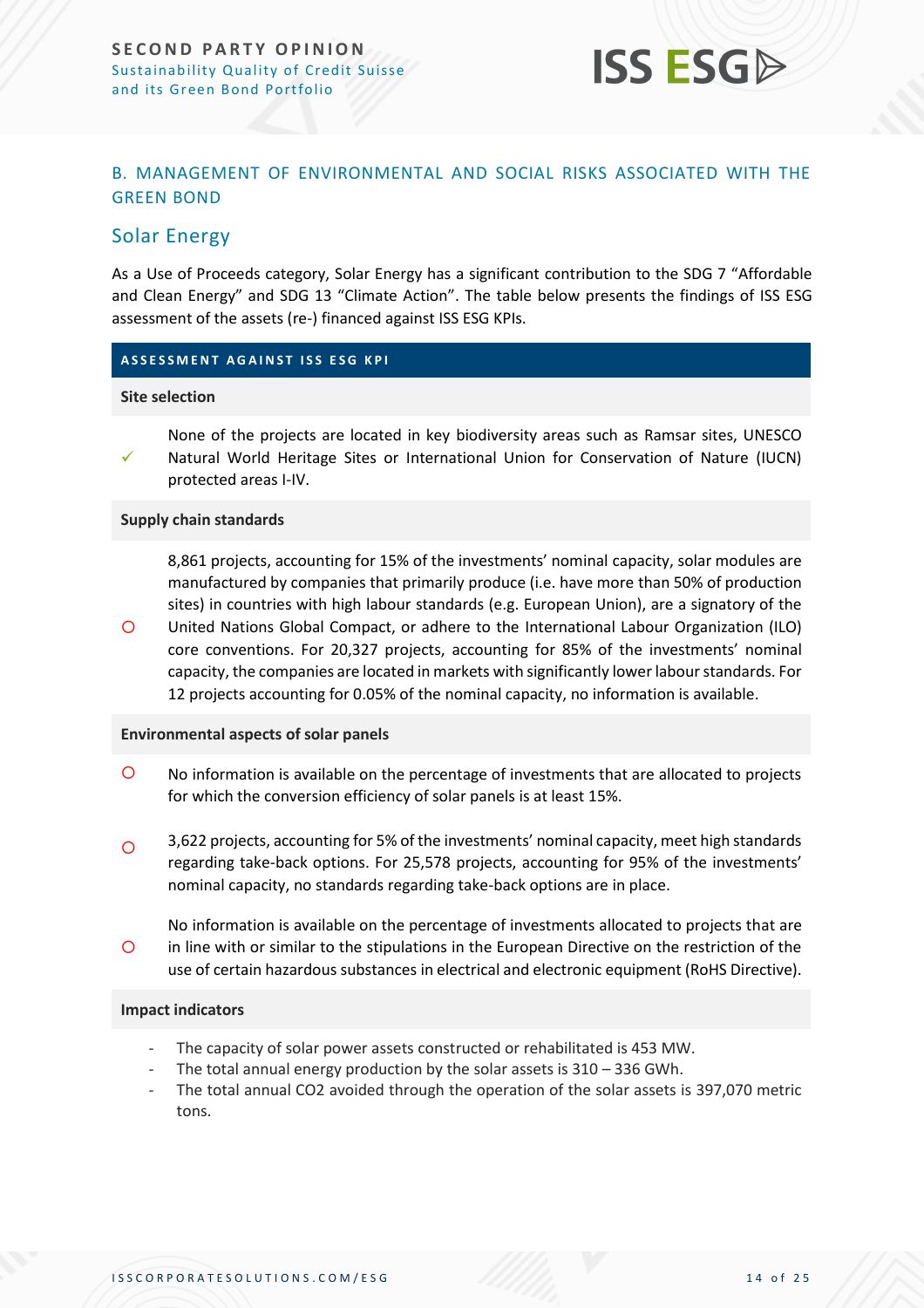## B. MANAGEMENT OF ENVIRONMENTAL AND SOCIAL RISKS ASSOCIATED WITH THE GREEN BOND

### Solar Energy

As a Use of Proceeds category, Solar Energy has a significant contribution to the SDG 7 "Affordable and Clean Energy" and SDG 13 "Climate Action". The table below presents the findings of ISS ESG assessment of the assets (re-) financed against ISS ESG KPIs.

| ASSESSMENT AGAINST ISS ESG KPI | |
|---|---|
| **Site selection** | |
| ✓ | None of the projects are located in key biodiversity areas such as Ramsar sites, UNESCO Natural World Heritage Sites or International Union for Conservation of Nature (IUCN) protected areas I-IV. |
| **Supply chain standards** | |
| O | 8,861 projects, accounting for 15% of the investments' nominal capacity, solar modules are manufactured by companies that primarily produce (i.e. have more than 50% of production sites) in countries with high labour standards (e.g. European Union), are a signatory of the United Nations Global Compact, or adhere to the International Labour Organization (ILO) core conventions. For 20,327 projects, accounting for 85% of the investments' nominal capacity, the companies are located in markets with significantly lower labour standards. For 12 projects accounting for 0.05% of the nominal capacity, no information is available. |
| **Environmental aspects of solar panels** | |
| O | No information is available on the percentage of investments that are allocated to projects for which the conversion efficiency of solar panels is at least 15%. |
| O | 3,622 projects, accounting for 5% of the investments' nominal capacity, meet high standards regarding take-back options. For 25,578 projects, accounting for 95% of the investments' nominal capacity, no standards regarding take-back options are in place. |
| O | No information is available on the percentage of investments allocated to projects that are in line with or similar to the stipulations in the European Directive on the restriction of the use of certain hazardous substances in electrical and electronic equipment (RoHS Directive). |
| **Impact indicators** | |

- The capacity of solar power assets constructed or rehabilitated is 453 MW.
- The total annual energy production by the solar assets is 310 – 336 GWh.
- The total annual $CO_2$ avoided through the operation of the solar assets is 397,070 metric tons.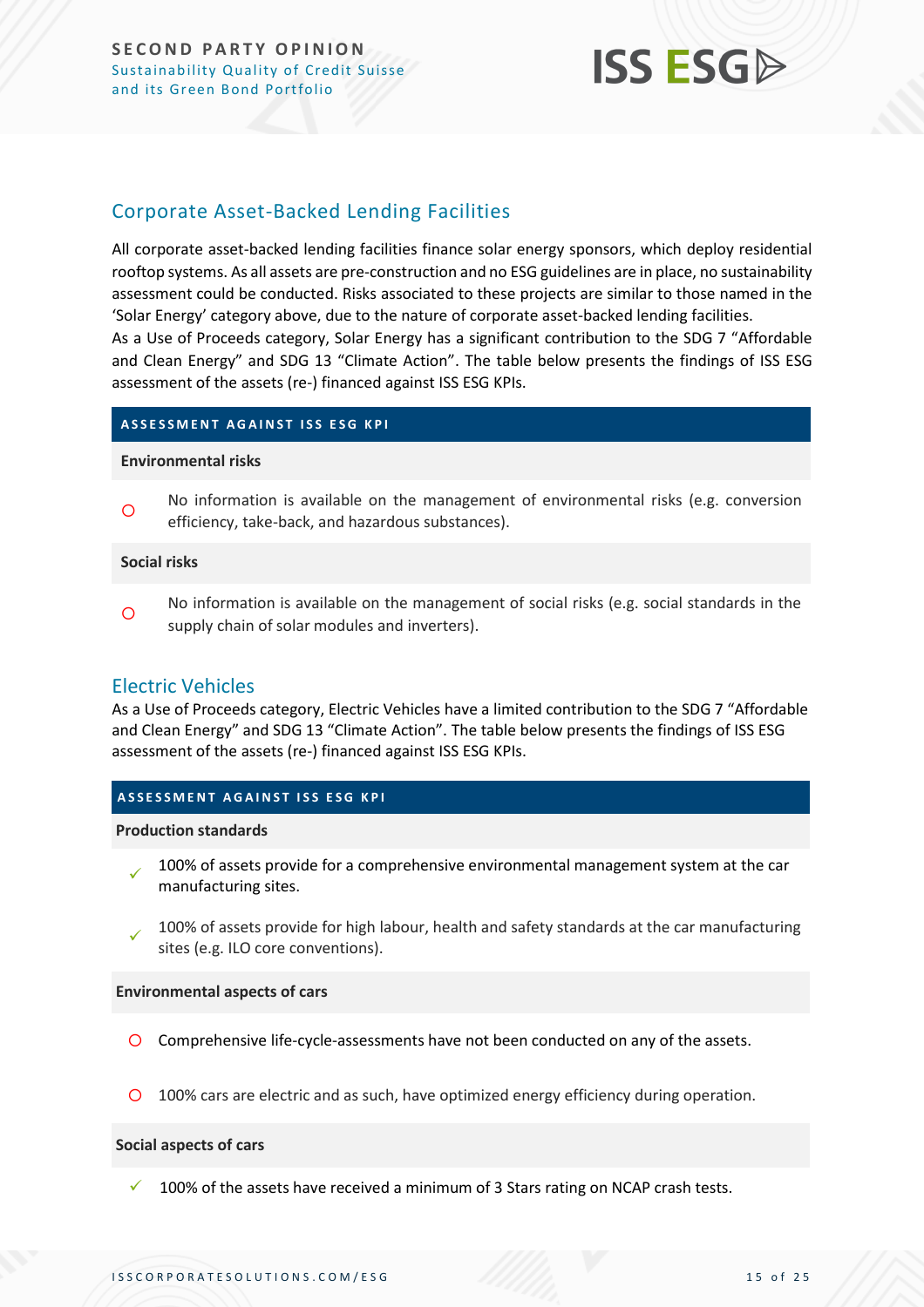## Corporate Asset-Backed Lending Facilities

All corporate asset-backed lending facilities finance solar energy sponsors, which deploy residential rooftop systems. As all assets are pre-construction and no ESG guidelines are in place, no sustainability assessment could be conducted. Risks associated to these projects are similar to those named in the 'Solar Energy' category above, due to the nature of corporate asset-backed lending facilities.
As a Use of Proceeds category, Solar Energy has a significant contribution to the SDG 7 "Affordable and Clean Energy" and SDG 13 "Climate Action". The table below presents the findings of ISS ESG assessment of the assets (re-) financed against ISS ESG KPIs.

**ASSESSMENT AGAINST ISS ESG KPI**

**Environmental risks**

- ○ No information is available on the management of environmental risks (e.g. conversion efficiency, take-back, and hazardous substances).

**Social risks**

- ○ No information is available on the management of social risks (e.g. social standards in the supply chain of solar modules and inverters).

## Electric Vehicles

As a Use of Proceeds category, Electric Vehicles have a limited contribution to the SDG 7 "Affordable and Clean Energy" and SDG 13 "Climate Action". The table below presents the findings of ISS ESG assessment of the assets (re-) financed against ISS ESG KPIs.

**ASSESSMENT AGAINST ISS ESG KPI**

**Production standards**

- ✓ 100% of assets provide for a comprehensive environmental management system at the car manufacturing sites.
- ✓ 100% of assets provide for high labour, health and safety standards at the car manufacturing sites (e.g. ILO core conventions).

**Environmental aspects of cars**

- ○ Comprehensive life-cycle-assessments have not been conducted on any of the assets.
- ○ 100% cars are electric and as such, have optimized energy efficiency during operation.

**Social aspects of cars**

- ✓ 100% of the assets have received a minimum of 3 Stars rating on NCAP crash tests.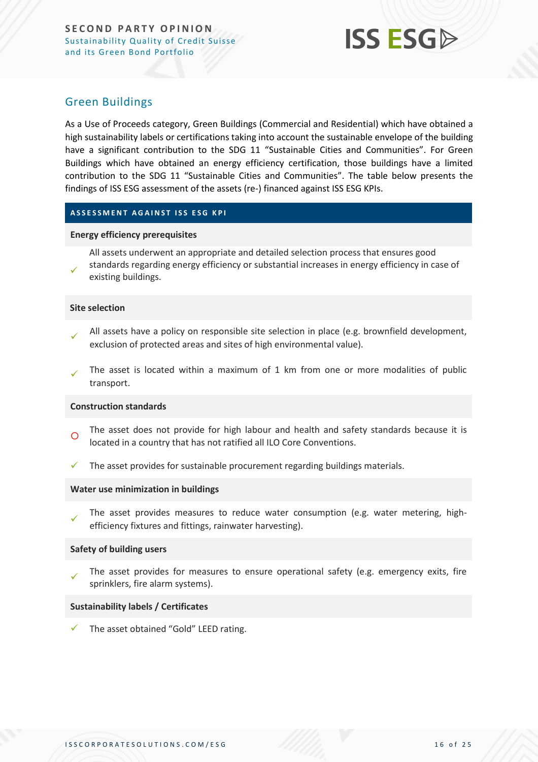## Green Buildings

As a Use of Proceeds category, Green Buildings (Commercial and Residential) which have obtained a high sustainability labels or certifications taking into account the sustainable envelope of the building have a significant contribution to the SDG 11 "Sustainable Cities and Communities". For Green Buildings which have obtained an energy efficiency certification, those buildings have a limited contribution to the SDG 11 "Sustainable Cities and Communities". The table below presents the findings of ISS ESG assessment of the assets (re-) financed against ISS ESG KPIs.

| ASSESSMENT AGAINST ISS ESG KPI | |
|---|---|
| **Energy efficiency prerequisites** | |
| ✓ | All assets underwent an appropriate and detailed selection process that ensures good standards regarding energy efficiency or substantial increases in energy efficiency in case of existing buildings. |
| **Site selection** | |
| ✓ | All assets have a policy on responsible site selection in place (e.g. brownfield development, exclusion of protected areas and sites of high environmental value). |
| ✓ | The asset is located within a maximum of 1 km from one or more modalities of public transport. |
| **Construction standards** | |
| ○ | The asset does not provide for high labour and health and safety standards because it is located in a country that has not ratified all ILO Core Conventions. |
| ✓ | The asset provides for sustainable procurement regarding buildings materials. |
| **Water use minimization in buildings** | |
| ✓ | The asset provides measures to reduce water consumption (e.g. water metering, high-efficiency fixtures and fittings, rainwater harvesting). |
| **Safety of building users** | |
| ✓ | The asset provides for measures to ensure operational safety (e.g. emergency exits, fire sprinklers, fire alarm systems). |
| **Sustainability labels / Certificates** | |
| ✓ | The asset obtained "Gold" LEED rating. |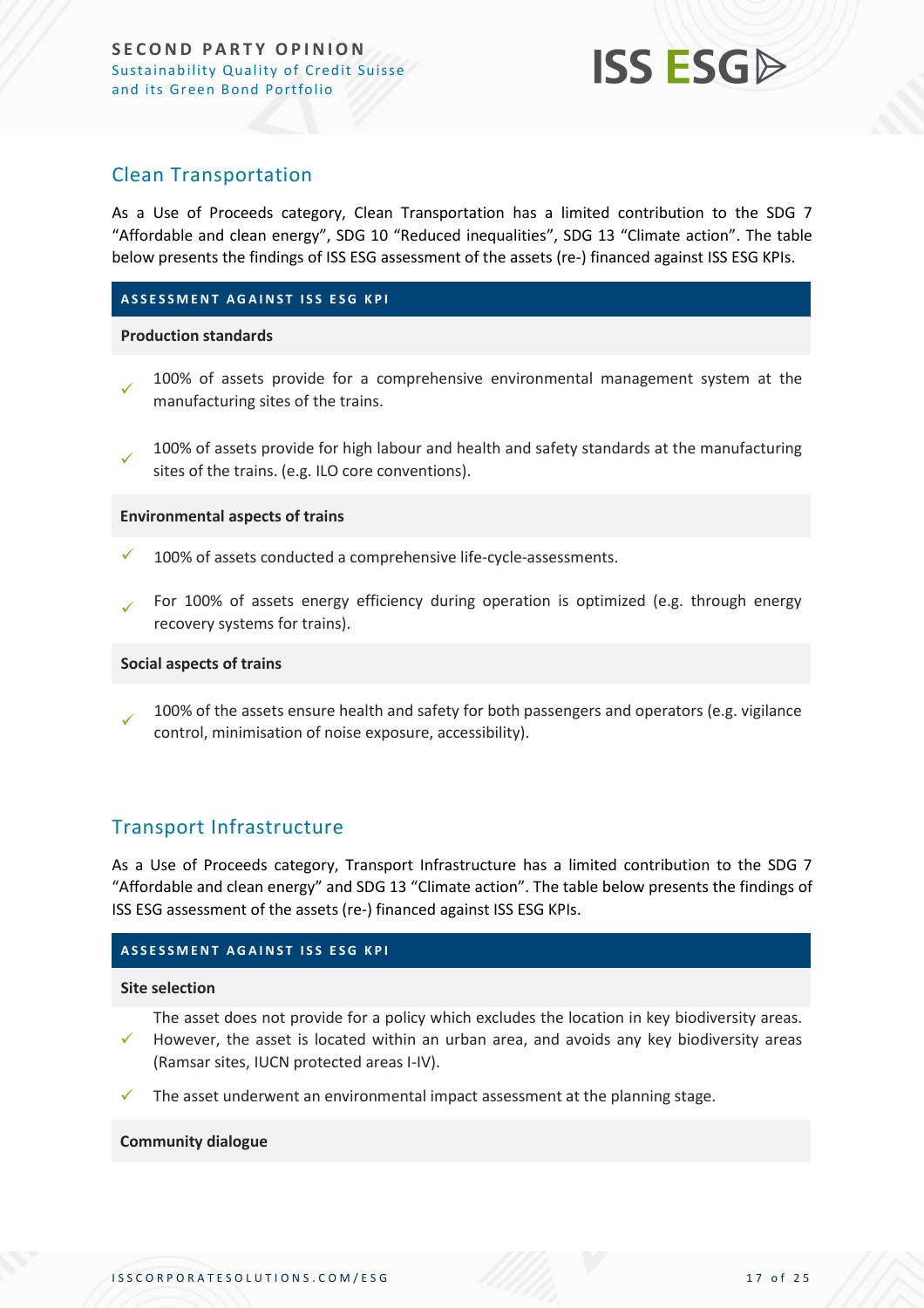## Clean Transportation

As a Use of Proceeds category, Clean Transportation has a limited contribution to the SDG 7 "Affordable and clean energy", SDG 10 "Reduced inequalities", SDG 13 "Climate action". The table below presents the findings of ISS ESG assessment of the assets (re-) financed against ISS ESG KPIs.

**ASSESSMENT AGAINST ISS ESG KPI**

**Production standards**

- ✓ 100% of assets provide for a comprehensive environmental management system at the manufacturing sites of the trains.
- ✓ 100% of assets provide for high labour and health and safety standards at the manufacturing sites of the trains. (e.g. ILO core conventions).

**Environmental aspects of trains**

- ✓ 100% of assets conducted a comprehensive life-cycle-assessments.
- ✓ For 100% of assets energy efficiency during operation is optimized (e.g. through energy recovery systems for trains).

**Social aspects of trains**

- ✓ 100% of the assets ensure health and safety for both passengers and operators (e.g. vigilance control, minimisation of noise exposure, accessibility).

## Transport Infrastructure

As a Use of Proceeds category, Transport Infrastructure has a limited contribution to the SDG 7 "Affordable and clean energy" and SDG 13 "Climate action". The table below presents the findings of ISS ESG assessment of the assets (re-) financed against ISS ESG KPIs.

**ASSESSMENT AGAINST ISS ESG KPI**

**Site selection**

- ✓ The asset does not provide for a policy which excludes the location in key biodiversity areas. However, the asset is located within an urban area, and avoids any key biodiversity areas (Ramsar sites, IUCN protected areas I-IV).
- ✓ The asset underwent an environmental impact assessment at the planning stage.

**Community dialogue**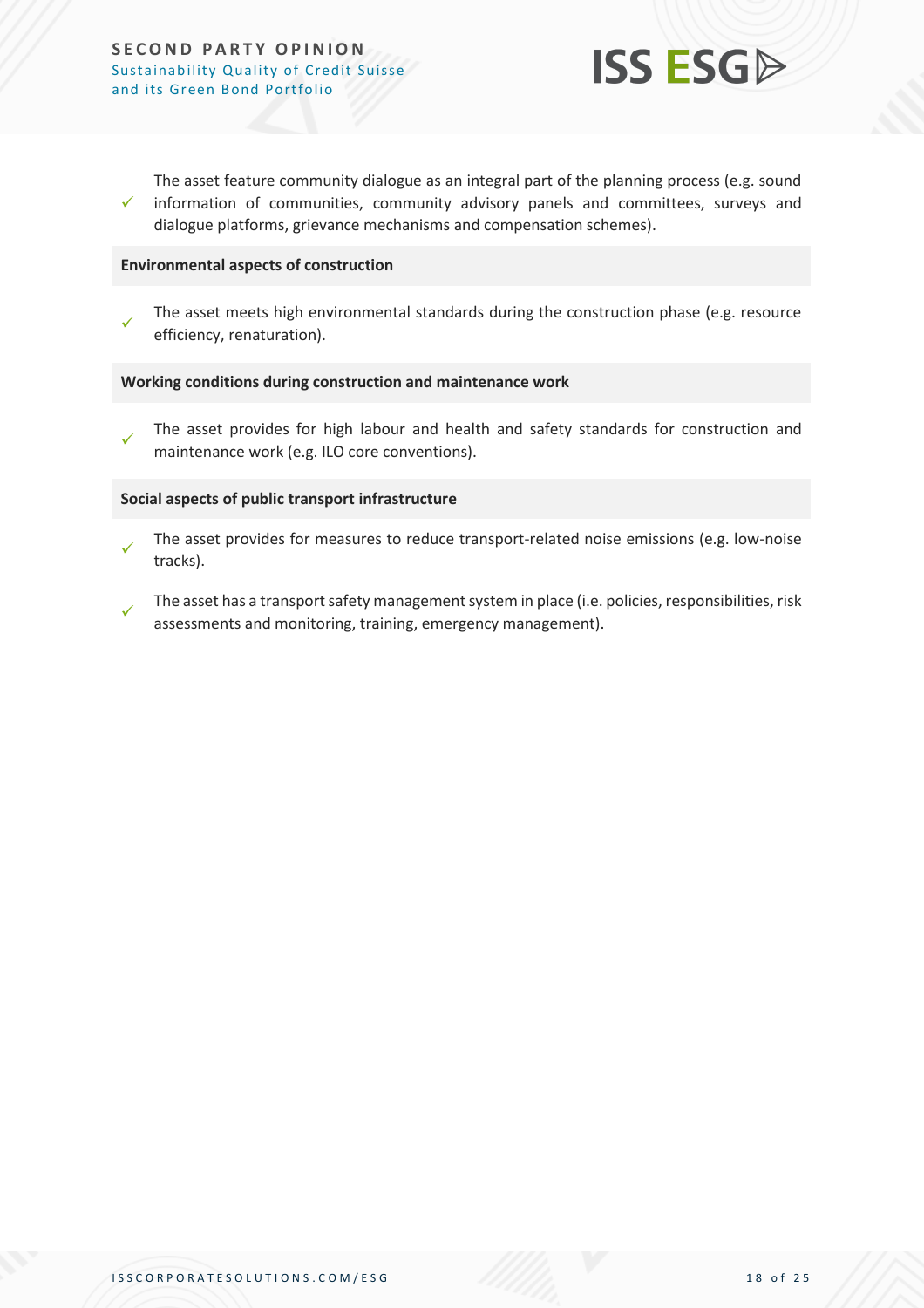✓ The asset feature community dialogue as an integral part of the planning process (e.g. sound information of communities, community advisory panels and committees, surveys and dialogue platforms, grievance mechanisms and compensation schemes).

**Environmental aspects of construction**

✓ The asset meets high environmental standards during the construction phase (e.g. resource efficiency, renaturation).

**Working conditions during construction and maintenance work**

✓ The asset provides for high labour and health and safety standards for construction and maintenance work (e.g. ILO core conventions).

**Social aspects of public transport infrastructure**

✓ The asset provides for measures to reduce transport-related noise emissions (e.g. low-noise tracks).

✓ The asset has a transport safety management system in place (i.e. policies, responsibilities, risk assessments and monitoring, training, emergency management).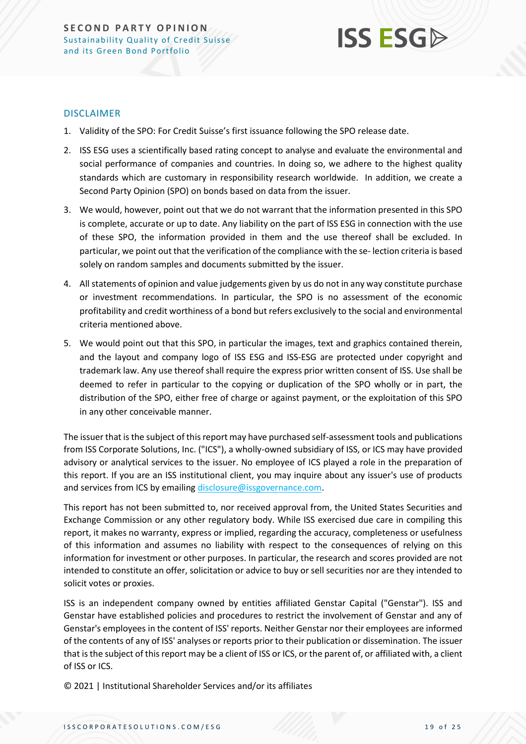## DISCLAIMER

1. Validity of the SPO: For Credit Suisse's first issuance following the SPO release date.
2. ISS ESG uses a scientifically based rating concept to analyse and evaluate the environmental and social performance of companies and countries. In doing so, we adhere to the highest quality standards which are customary in responsibility research worldwide. In addition, we create a Second Party Opinion (SPO) on bonds based on data from the issuer.
3. We would, however, point out that we do not warrant that the information presented in this SPO is complete, accurate or up to date. Any liability on the part of ISS ESG in connection with the use of these SPO, the information provided in them and the use thereof shall be excluded. In particular, we point out that the verification of the compliance with the se- lection criteria is based solely on random samples and documents submitted by the issuer.
4. All statements of opinion and value judgements given by us do not in any way constitute purchase or investment recommendations. In particular, the SPO is no assessment of the economic profitability and credit worthiness of a bond but refers exclusively to the social and environmental criteria mentioned above.
5. We would point out that this SPO, in particular the images, text and graphics contained therein, and the layout and company logo of ISS ESG and ISS-ESG are protected under copyright and trademark law. Any use thereof shall require the express prior written consent of ISS. Use shall be deemed to refer in particular to the copying or duplication of the SPO wholly or in part, the distribution of the SPO, either free of charge or against payment, or the exploitation of this SPO in any other conceivable manner.

The issuer that is the subject of this report may have purchased self-assessment tools and publications from ISS Corporate Solutions, Inc. ("ICS"), a wholly-owned subsidiary of ISS, or ICS may have provided advisory or analytical services to the issuer. No employee of ICS played a role in the preparation of this report. If you are an ISS institutional client, you may inquire about any issuer's use of products and services from ICS by emailing disclosure@issgovernance.com.

This report has not been submitted to, nor received approval from, the United States Securities and Exchange Commission or any other regulatory body. While ISS exercised due care in compiling this report, it makes no warranty, express or implied, regarding the accuracy, completeness or usefulness of this information and assumes no liability with respect to the consequences of relying on this information for investment or other purposes. In particular, the research and scores provided are not intended to constitute an offer, solicitation or advice to buy or sell securities nor are they intended to solicit votes or proxies.

ISS is an independent company owned by entities affiliated Genstar Capital ("Genstar"). ISS and Genstar have established policies and procedures to restrict the involvement of Genstar and any of Genstar's employees in the content of ISS' reports. Neither Genstar nor their employees are informed of the contents of any of ISS' analyses or reports prior to their publication or dissemination. The issuer that is the subject of this report may be a client of ISS or ICS, or the parent of, or affiliated with, a client of ISS or ICS.

© 2021 | Institutional Shareholder Services and/or its affiliates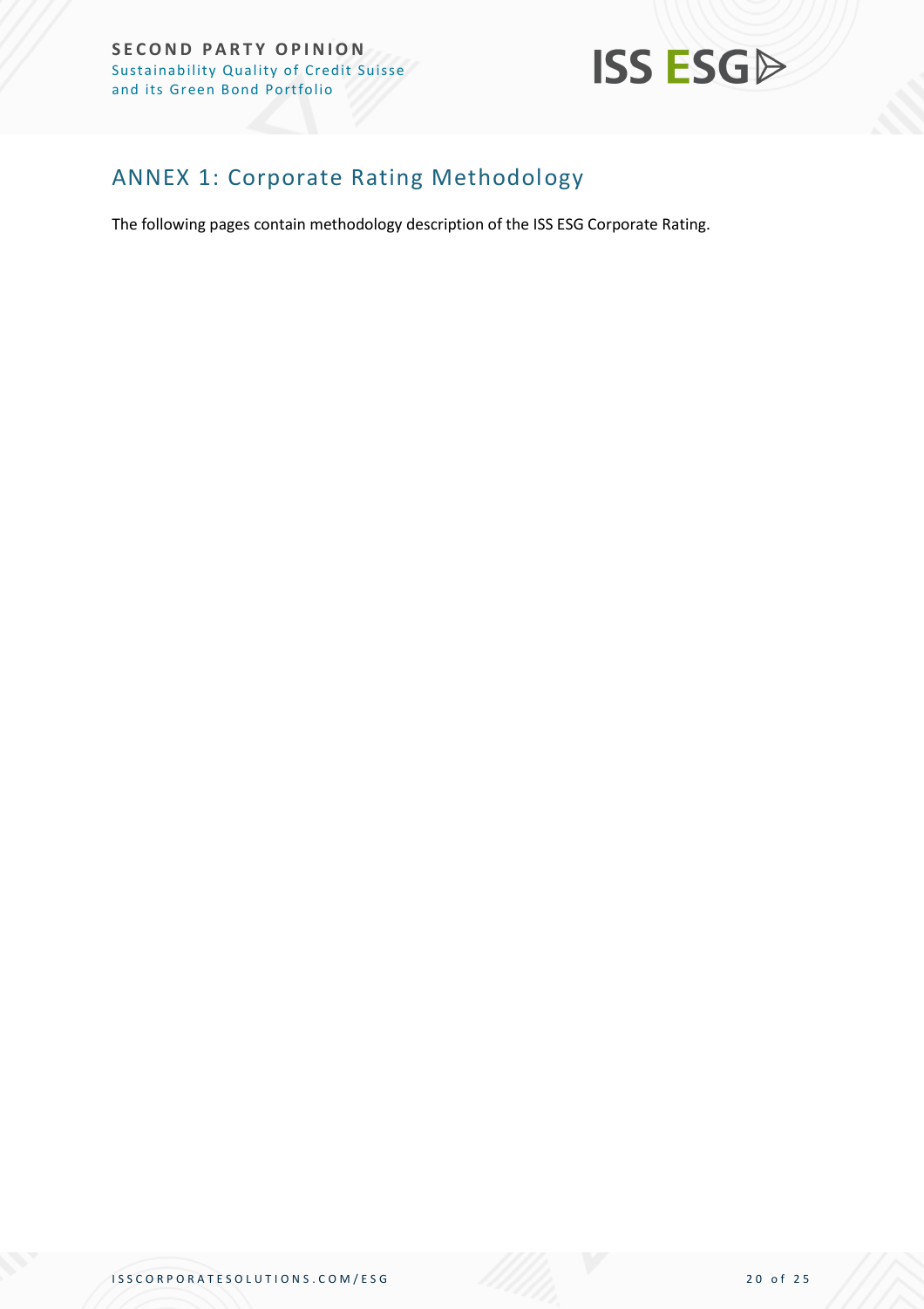## ANNEX 1: Corporate Rating Methodology

The following pages contain methodology description of the ISS ESG Corporate Rating.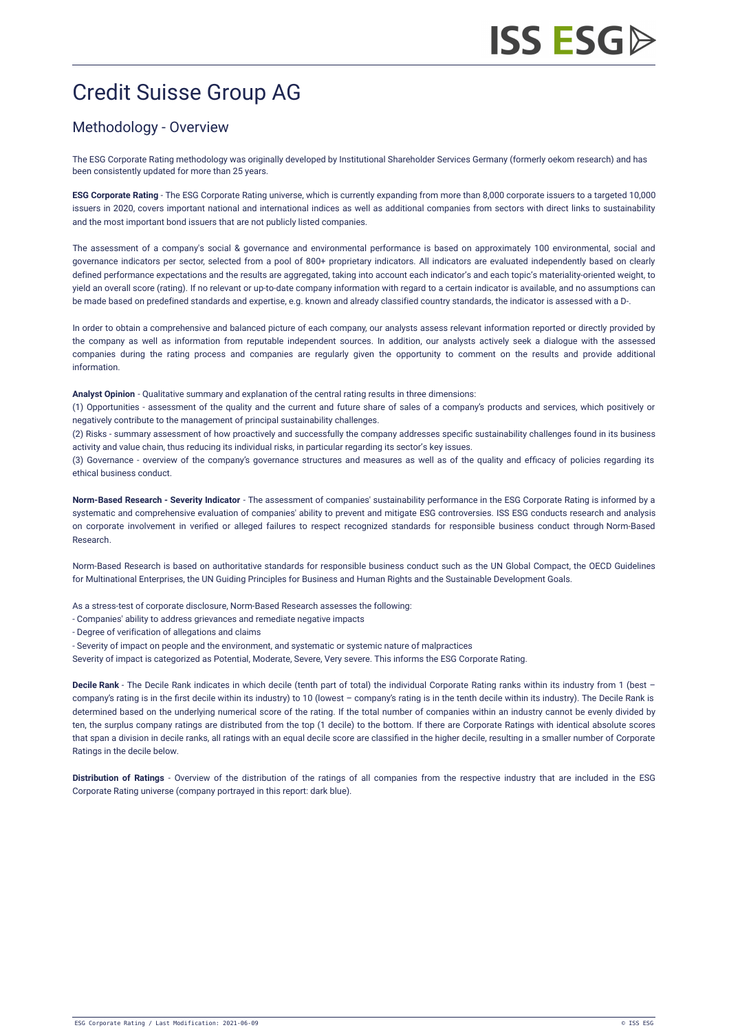# Credit Suisse Group AG

## Methodology - Overview

The ESG Corporate Rating methodology was originally developed by Institutional Shareholder Services Germany (formerly oekom research) and has been consistently updated for more than 25 years.

**ESG Corporate Rating** - The ESG Corporate Rating universe, which is currently expanding from more than 8,000 corporate issuers to a targeted 10,000 issuers in 2020, covers important national and international indices as well as additional companies from sectors with direct links to sustainability and the most important bond issuers that are not publicly listed companies.

The assessment of a company's social & governance and environmental performance is based on approximately 100 environmental, social and governance indicators per sector, selected from a pool of 800+ proprietary indicators. All indicators are evaluated independently based on clearly defined performance expectations and the results are aggregated, taking into account each indicator's and each topic's materiality-oriented weight, to yield an overall score (rating). If no relevant or up-to-date company information with regard to a certain indicator is available, and no assumptions can be made based on predefined standards and expertise, e.g. known and already classified country standards, the indicator is assessed with a D-.

In order to obtain a comprehensive and balanced picture of each company, our analysts assess relevant information reported or directly provided by the company as well as information from reputable independent sources. In addition, our analysts actively seek a dialogue with the assessed companies during the rating process and companies are regularly given the opportunity to comment on the results and provide additional information.

**Analyst Opinion** - Qualitative summary and explanation of the central rating results in three dimensions:
(1) Opportunities - assessment of the quality and the current and future share of sales of a company's products and services, which positively or negatively contribute to the management of principal sustainability challenges.
(2) Risks - summary assessment of how proactively and successfully the company addresses specific sustainability challenges found in its business activity and value chain, thus reducing its individual risks, in particular regarding its sector's key issues.
(3) Governance - overview of the company's governance structures and measures as well as of the quality and efficacy of policies regarding its ethical business conduct.

**Norm-Based Research - Severity Indicator** - The assessment of companies' sustainability performance in the ESG Corporate Rating is informed by a systematic and comprehensive evaluation of companies' ability to prevent and mitigate ESG controversies. ISS ESG conducts research and analysis on corporate involvement in verified or alleged failures to respect recognized standards for responsible business conduct through Norm-Based Research.

Norm-Based Research is based on authoritative standards for responsible business conduct such as the UN Global Compact, the OECD Guidelines for Multinational Enterprises, the UN Guiding Principles for Business and Human Rights and the Sustainable Development Goals.

As a stress-test of corporate disclosure, Norm-Based Research assesses the following:
- Companies' ability to address grievances and remediate negative impacts
- Degree of verification of allegations and claims
- Severity of impact on people and the environment, and systematic or systemic nature of malpractices

Severity of impact is categorized as Potential, Moderate, Severe, Very severe. This informs the ESG Corporate Rating.

**Decile Rank** - The Decile Rank indicates in which decile (tenth part of total) the individual Corporate Rating ranks within its industry from 1 (best – company's rating is in the first decile within its industry) to 10 (lowest – company's rating is in the tenth decile within its industry). The Decile Rank is determined based on the underlying numerical score of the rating. If the total number of companies within an industry cannot be evenly divided by ten, the surplus company ratings are distributed from the top (1 decile) to the bottom. If there are Corporate Ratings with identical absolute scores that span a division in decile ranks, all ratings with an equal decile score are classified in the higher decile, resulting in a smaller number of Corporate Ratings in the decile below.

**Distribution of Ratings** - Overview of the distribution of the ratings of all companies from the respective industry that are included in the ESG Corporate Rating universe (company portrayed in this report: dark blue).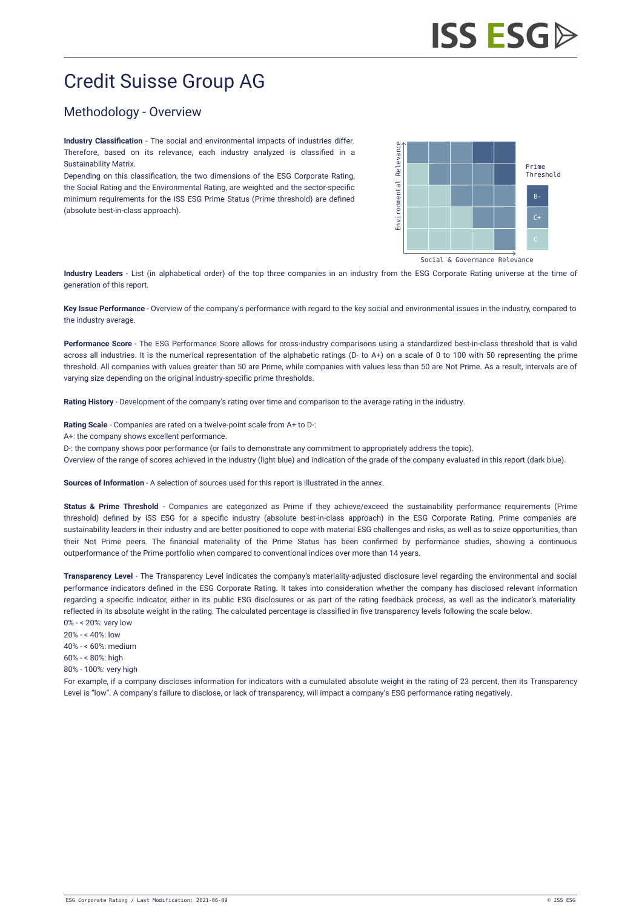# Credit Suisse Group AG

## Methodology - Overview

**Industry Classification** - The social and environmental impacts of industries differ. Therefore, based on its relevance, each industry analyzed is classified in a Sustainability Matrix.

Depending on this classification, the two dimensions of the ESG Corporate Rating, the Social Rating and the Environmental Rating, are weighted and the sector-specific minimum requirements for the ISS ESG Prime Status (Prime threshold) are defined (absolute best-in-class approach).

Environmental Relevance

Prime Threshold

B-

C+

C

Social & Governance Relevance

**Industry Leaders** - List (in alphabetical order) of the top three companies in an industry from the ESG Corporate Rating universe at the time of generation of this report.

**Key Issue Performance** - Overview of the company's performance with regard to the key social and environmental issues in the industry, compared to the industry average.

**Performance Score** - The ESG Performance Score allows for cross-industry comparisons using a standardized best-in-class threshold that is valid across all industries. It is the numerical representation of the alphabetic ratings (D- to A+) on a scale of 0 to 100 with 50 representing the prime threshold. All companies with values greater than 50 are Prime, while companies with values less than 50 are Not Prime. As a result, intervals are of varying size depending on the original industry-specific prime thresholds.

**Rating History** - Development of the company's rating over time and comparison to the average rating in the industry.

**Rating Scale** - Companies are rated on a twelve-point scale from A+ to D-:
A+: the company shows excellent performance.
D-: the company shows poor performance (or fails to demonstrate any commitment to appropriately address the topic).
Overview of the range of scores achieved in the industry (light blue) and indication of the grade of the company evaluated in this report (dark blue).

**Sources of Information** - A selection of sources used for this report is illustrated in the annex.

**Status & Prime Threshold** - Companies are categorized as Prime if they achieve/exceed the sustainability performance requirements (Prime threshold) defined by ISS ESG for a specific industry (absolute best-in-class approach) in the ESG Corporate Rating. Prime companies are sustainability leaders in their industry and are better positioned to cope with material ESG challenges and risks, as well as to seize opportunities, than their Not Prime peers. The financial materiality of the Prime Status has been confirmed by performance studies, showing a continuous outperformance of the Prime portfolio when compared to conventional indices over more than 14 years.

**Transparency Level** - The Transparency Level indicates the company's materiality-adjusted disclosure level regarding the environmental and social performance indicators defined in the ESG Corporate Rating. It takes into consideration whether the company has disclosed relevant information regarding a specific indicator, either in its public ESG disclosures or as part of the rating feedback process, as well as the indicator's materiality reflected in its absolute weight in the rating. The calculated percentage is classified in five transparency levels following the scale below.
0% - < 20%: very low
20% - < 40%: low
40% - < 60%: medium
60% - < 80%: high
80% - 100%: very high
For example, if a company discloses information for indicators with a cumulated absolute weight in the rating of 23 percent, then its Transparency Level is "low". A company's failure to disclose, or lack of transparency, will impact a company's ESG performance rating negatively.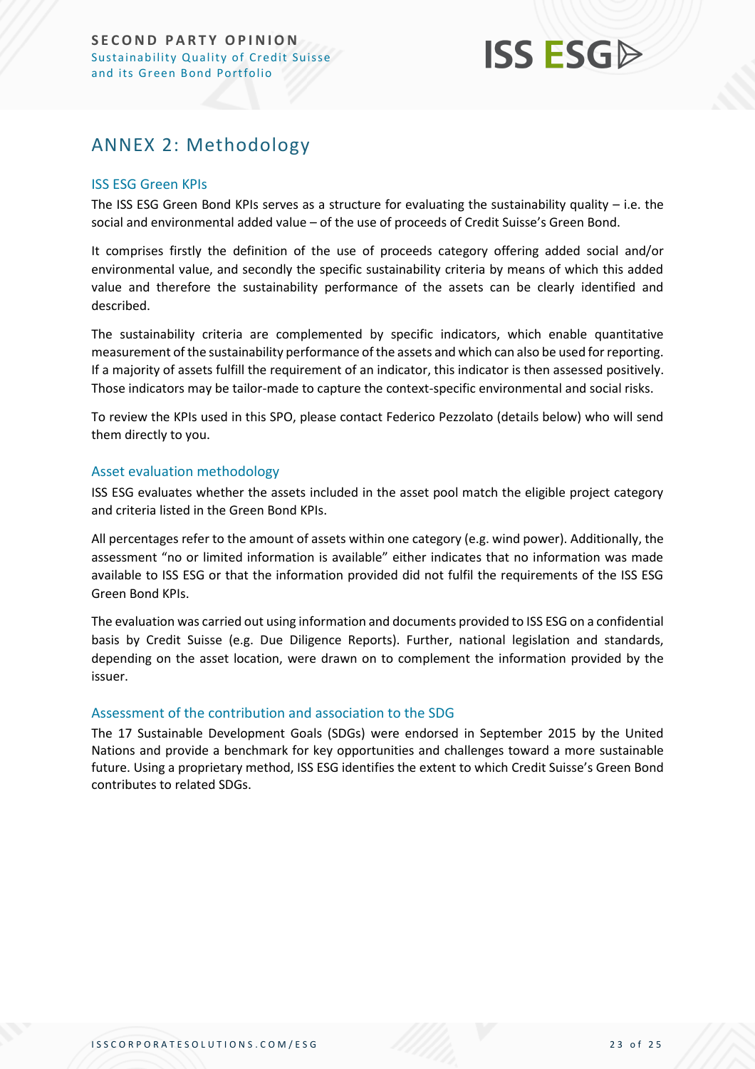## ANNEX 2: Methodology

### ISS ESG Green KPIs

The ISS ESG Green Bond KPIs serves as a structure for evaluating the sustainability quality – i.e. the social and environmental added value – of the use of proceeds of Credit Suisse's Green Bond.

It comprises firstly the definition of the use of proceeds category offering added social and/or environmental value, and secondly the specific sustainability criteria by means of which this added value and therefore the sustainability performance of the assets can be clearly identified and described.

The sustainability criteria are complemented by specific indicators, which enable quantitative measurement of the sustainability performance of the assets and which can also be used for reporting. If a majority of assets fulfill the requirement of an indicator, this indicator is then assessed positively. Those indicators may be tailor-made to capture the context-specific environmental and social risks.

To review the KPIs used in this SPO, please contact Federico Pezzolato (details below) who will send them directly to you.

### Asset evaluation methodology

ISS ESG evaluates whether the assets included in the asset pool match the eligible project category and criteria listed in the Green Bond KPIs.

All percentages refer to the amount of assets within one category (e.g. wind power). Additionally, the assessment "no or limited information is available" either indicates that no information was made available to ISS ESG or that the information provided did not fulfil the requirements of the ISS ESG Green Bond KPIs.

The evaluation was carried out using information and documents provided to ISS ESG on a confidential basis by Credit Suisse (e.g. Due Diligence Reports). Further, national legislation and standards, depending on the asset location, were drawn on to complement the information provided by the issuer.

### Assessment of the contribution and association to the SDG

The 17 Sustainable Development Goals (SDGs) were endorsed in September 2015 by the United Nations and provide a benchmark for key opportunities and challenges toward a more sustainable future. Using a proprietary method, ISS ESG identifies the extent to which Credit Suisse's Green Bond contributes to related SDGs.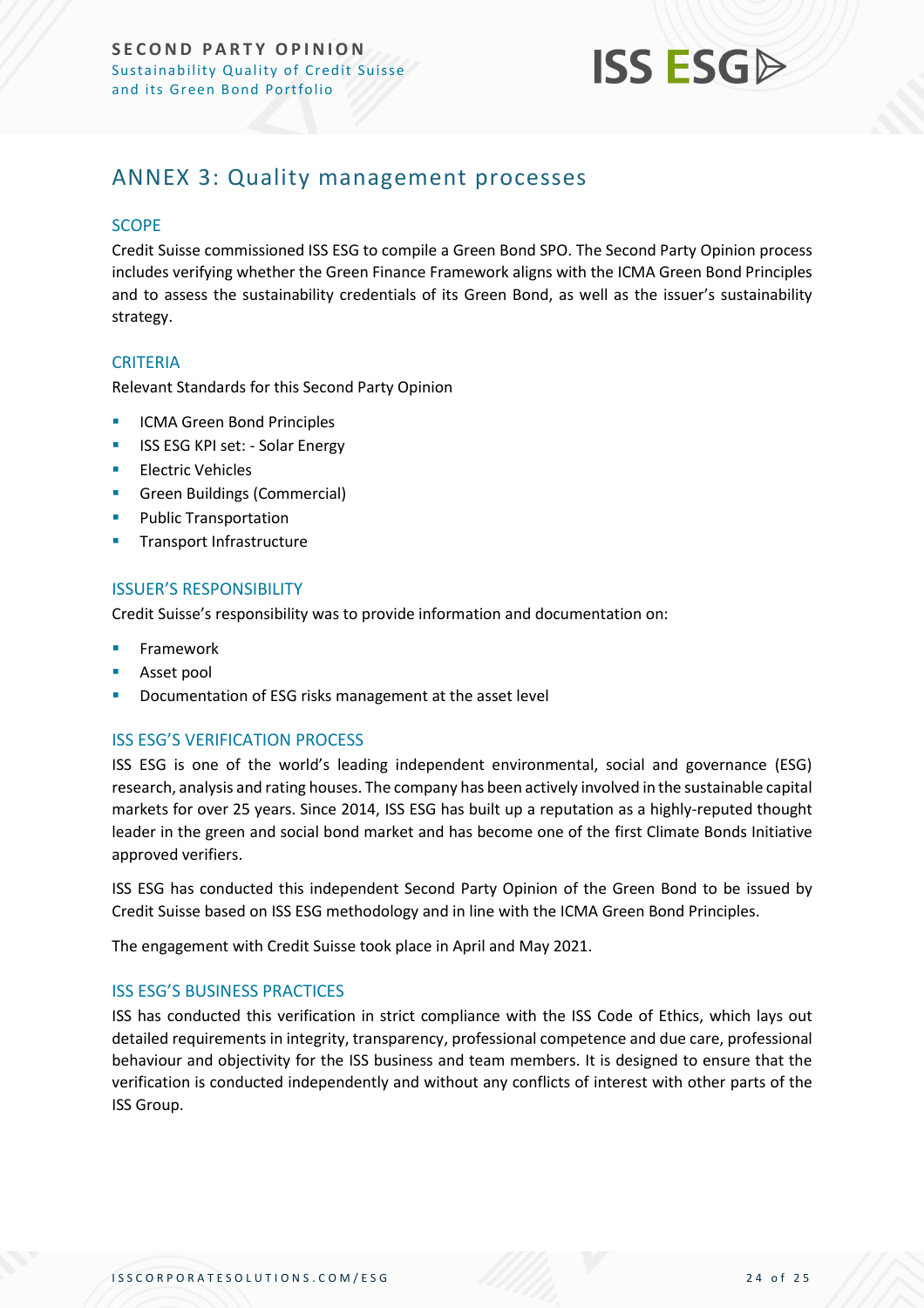## ANNEX 3: Quality management processes

### SCOPE

Credit Suisse commissioned ISS ESG to compile a Green Bond SPO. The Second Party Opinion process includes verifying whether the Green Finance Framework aligns with the ICMA Green Bond Principles and to assess the sustainability credentials of its Green Bond, as well as the issuer's sustainability strategy.

### CRITERIA

Relevant Standards for this Second Party Opinion

- ICMA Green Bond Principles
- ISS ESG KPI set: - Solar Energy
- Electric Vehicles
- Green Buildings (Commercial)
- Public Transportation
- Transport Infrastructure

### ISSUER'S RESPONSIBILITY

Credit Suisse's responsibility was to provide information and documentation on:

- Framework
- Asset pool
- Documentation of ESG risks management at the asset level

### ISS ESG'S VERIFICATION PROCESS

ISS ESG is one of the world's leading independent environmental, social and governance (ESG) research, analysis and rating houses. The company has been actively involved in the sustainable capital markets for over 25 years. Since 2014, ISS ESG has built up a reputation as a highly-reputed thought leader in the green and social bond market and has become one of the first Climate Bonds Initiative approved verifiers.

ISS ESG has conducted this independent Second Party Opinion of the Green Bond to be issued by Credit Suisse based on ISS ESG methodology and in line with the ICMA Green Bond Principles.

The engagement with Credit Suisse took place in April and May 2021.

### ISS ESG'S BUSINESS PRACTICES

ISS has conducted this verification in strict compliance with the ISS Code of Ethics, which lays out detailed requirements in integrity, transparency, professional competence and due care, professional behaviour and objectivity for the ISS business and team members. It is designed to ensure that the verification is conducted independently and without any conflicts of interest with other parts of the ISS Group.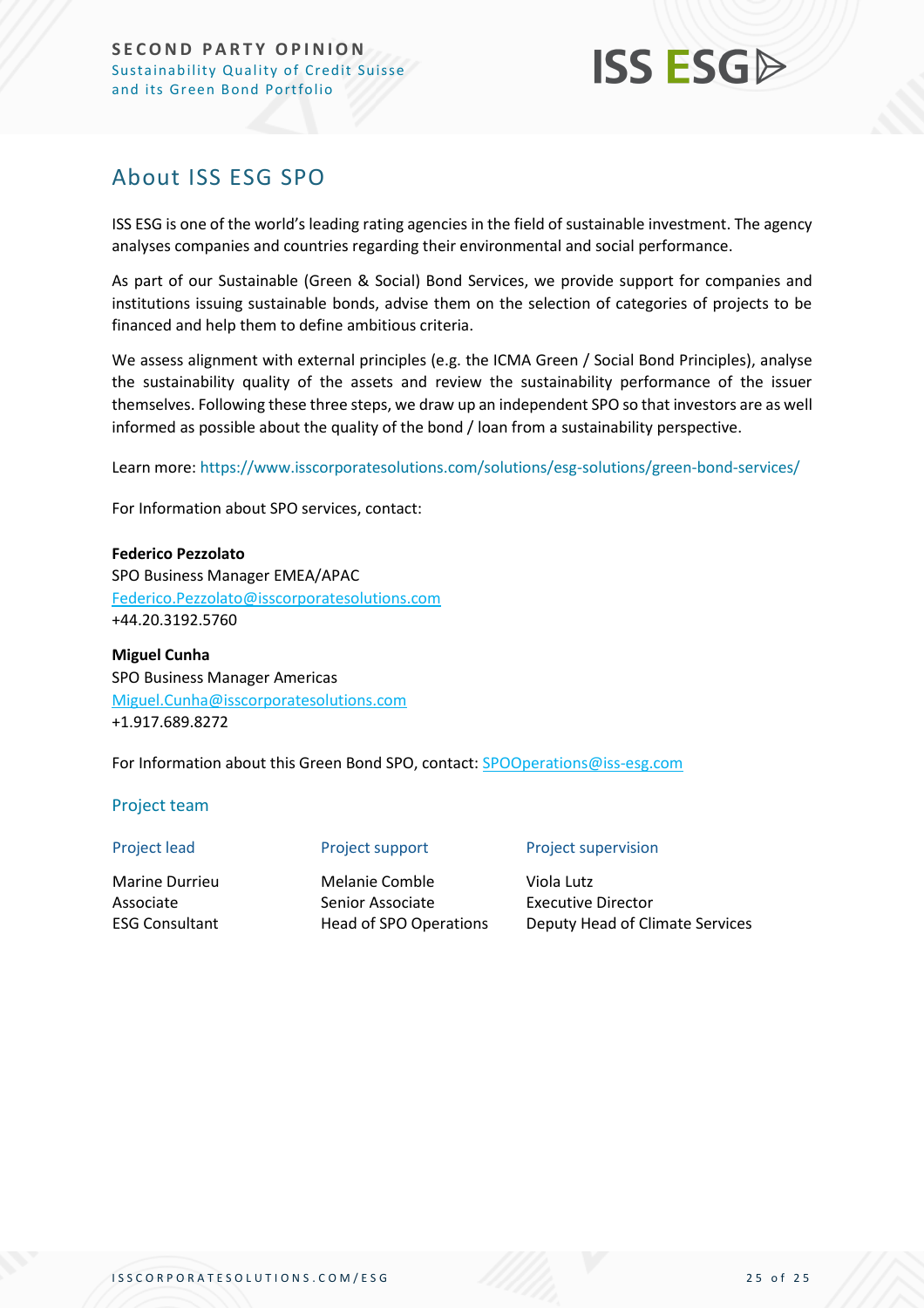## About ISS ESG SPO

ISS ESG is one of the world's leading rating agencies in the field of sustainable investment. The agency analyses companies and countries regarding their environmental and social performance.

As part of our Sustainable (Green & Social) Bond Services, we provide support for companies and institutions issuing sustainable bonds, advise them on the selection of categories of projects to be financed and help them to define ambitious criteria.

We assess alignment with external principles (e.g. the ICMA Green / Social Bond Principles), analyse the sustainability quality of the assets and review the sustainability performance of the issuer themselves. Following these three steps, we draw up an independent SPO so that investors are as well informed as possible about the quality of the bond / loan from a sustainability perspective.

Learn more: https://www.isscorporatesolutions.com/solutions/esg-solutions/green-bond-services/

For Information about SPO services, contact:

**Federico Pezzolato**
SPO Business Manager EMEA/APAC
Federico.Pezzolato@isscorporatesolutions.com
+44.20.3192.5760

**Miguel Cunha**
SPO Business Manager Americas
Miguel.Cunha@isscorporatesolutions.com
+1.917.689.8272

For Information about this Green Bond SPO, contact: SPOOperations@iss-esg.com

### Project team

| Project lead | Project support | Project supervision |
|---|---|---|
| Marine Durrieu<br>Associate<br>ESG Consultant | Melanie Comble<br>Senior Associate<br>Head of SPO Operations | Viola Lutz<br>Executive Director<br>Deputy Head of Climate Services |